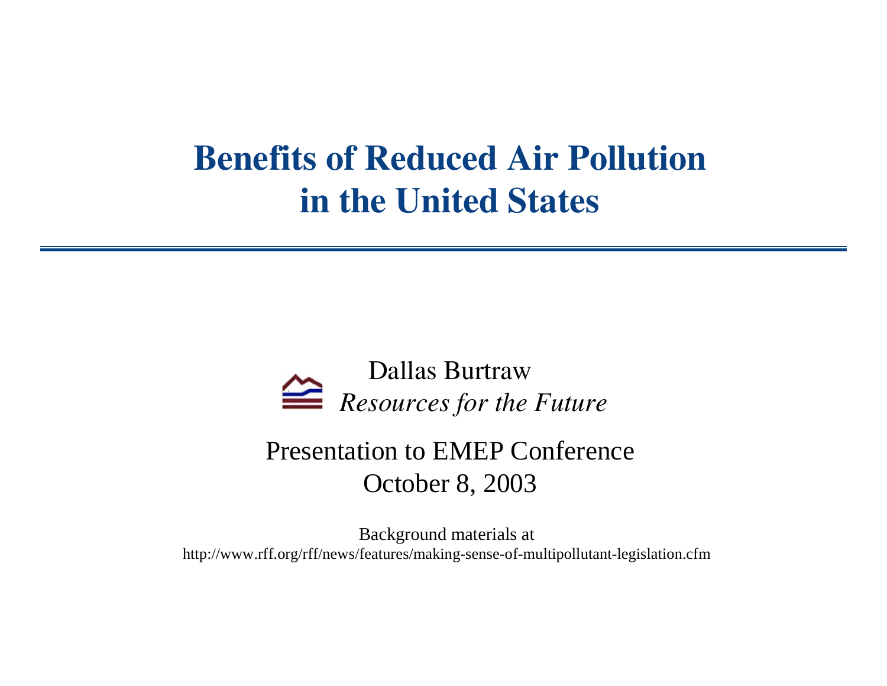# Benefits of Reduced Air Pollution in the United States

Dallas Burtraw

*Resources for the Future*

Presentation to EMEP Conference

October 8, 2003

Background materials at

http://www.rff.org/rff/news/features/making-sense-of-multipollutant-legislation.cfm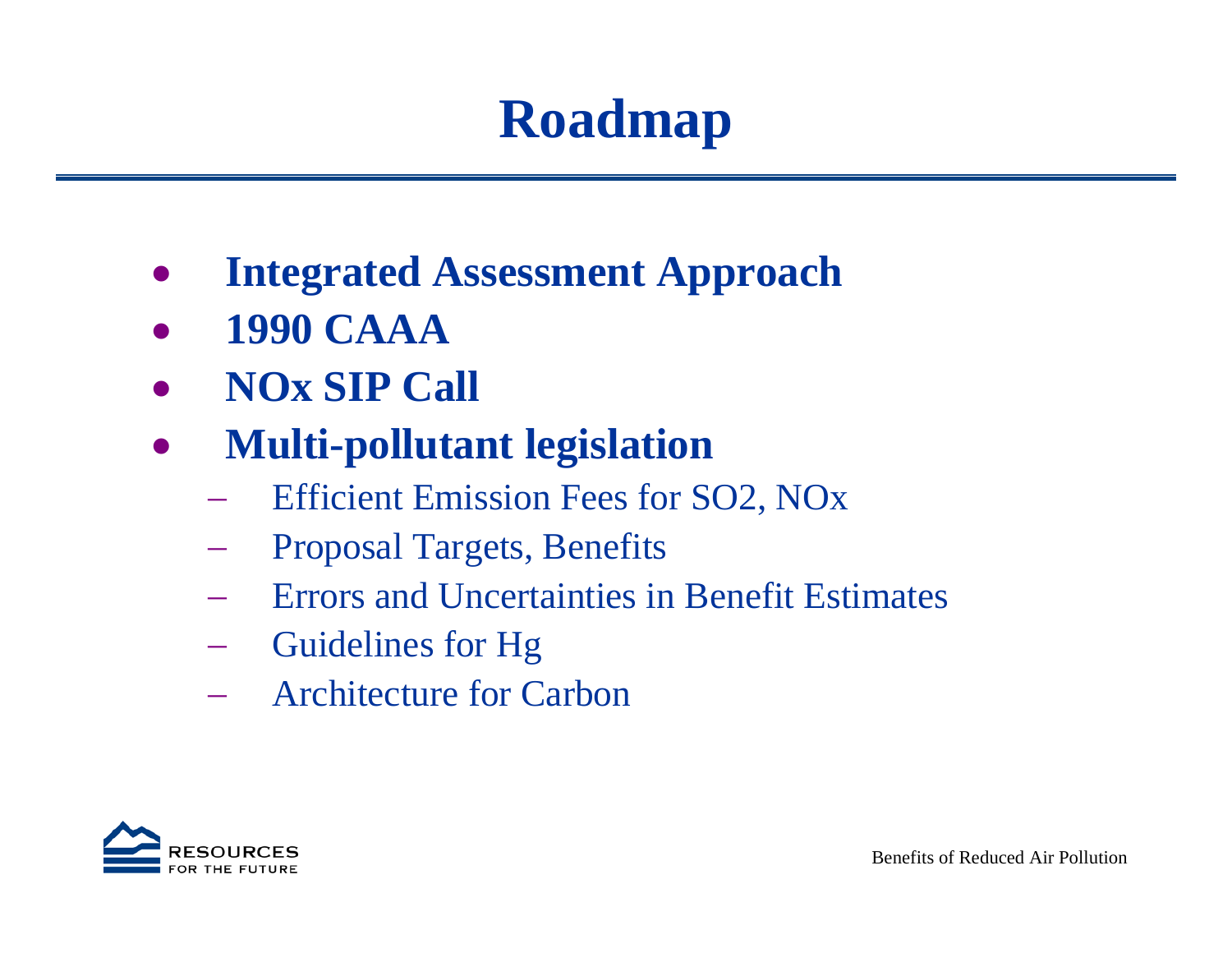# Roadmap

- **Integrated Assessment Approach**
- **1990 CAAA**
- **NOx SIP Call**
- **Multi-pollutant legislation**
  - Efficient Emission Fees for SO2, NOx
  - Proposal Targets, Benefits
  - Errors and Uncertainties in Benefit Estimates
  - Guidelines for Hg
  - Architecture for Carbon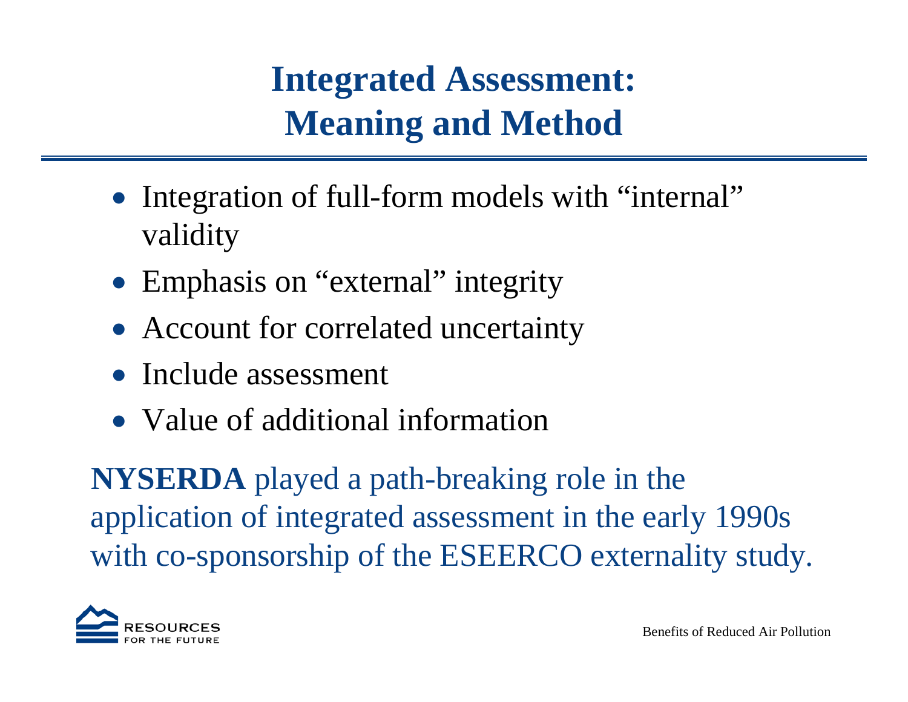# Integrated Assessment: Meaning and Method

- Integration of full-form models with "internal" validity
- Emphasis on "external" integrity
- Account for correlated uncertainty
- Include assessment
- Value of additional information

**NYSERDA** played a path-breaking role in the application of integrated assessment in the early 1990s with co-sponsorship of the ESEERCO externality study.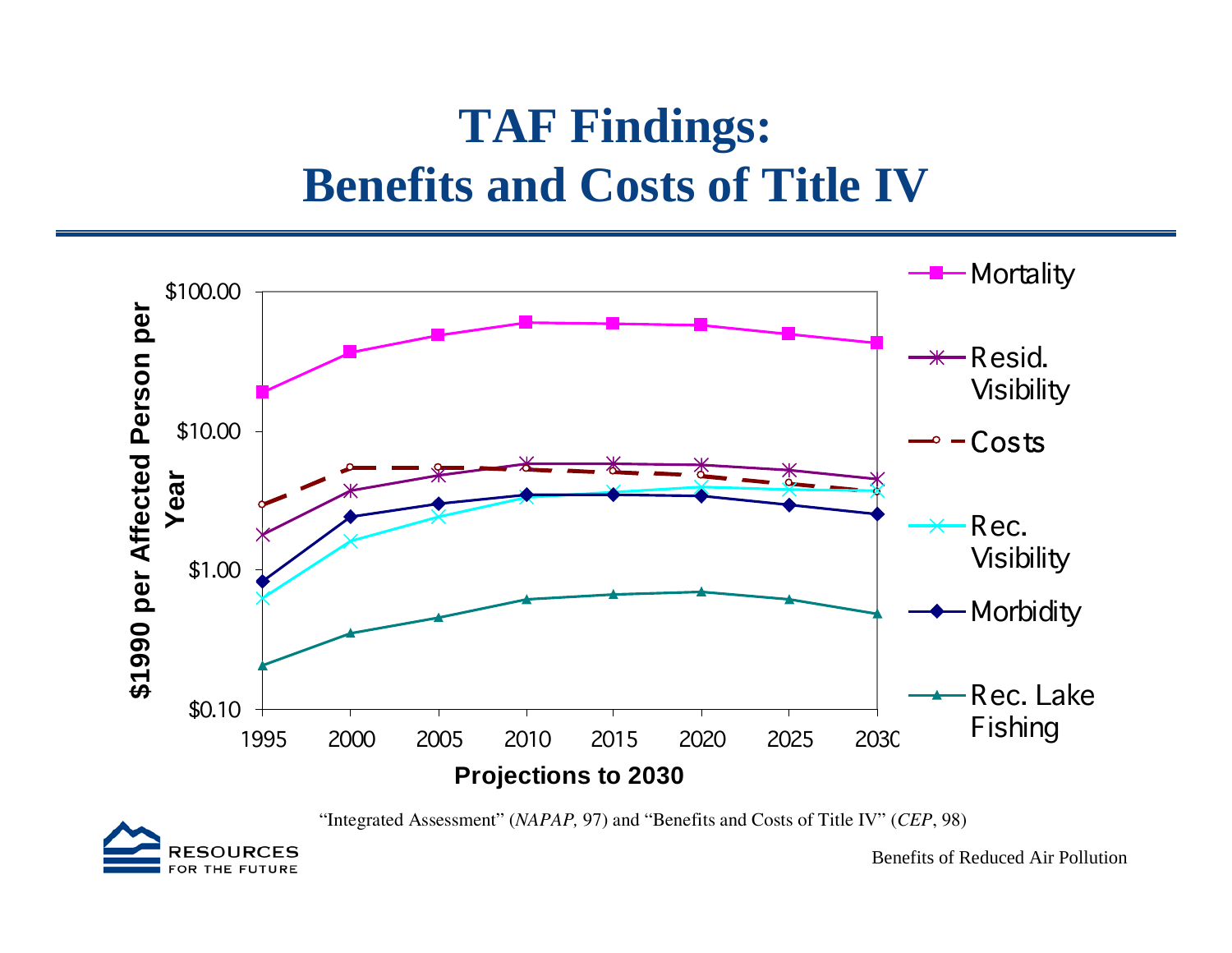# TAF Findings: Benefits and Costs of Title IV

$1990 per Affected Person per Year

$100.00

$10.00

$1.00

$0.10

1995 2000 2005 2010 2015 2020 2025 2030

Projections to 2030

Mortality

Resid. Visibility

Costs

Rec. Visibility

Morbidity

Rec. Lake Fishing

"Integrated Assessment" (*NAPAP*, 97) and "Benefits and Costs of Title IV" (*CEP*, 98)

RESOURCES FOR THE FUTURE

Benefits of Reduced Air Pollution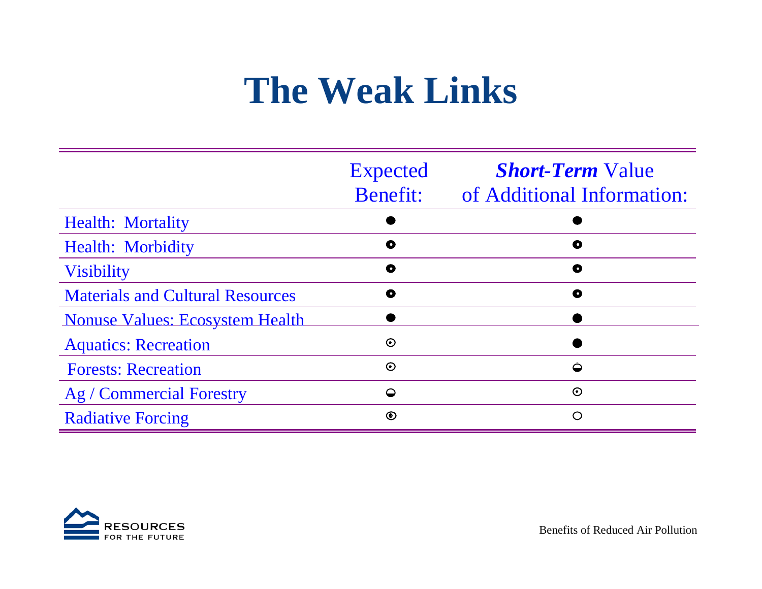# The Weak Links

| | Expected Benefit: | ***Short-Term*** Value of Additional Information: |
|---|---|---|
| Health: Mortality | ● | ● |
| Health: Morbidity | ◉ | ◉ |
| Visibility | ◉ | ◉ |
| Materials and Cultural Resources | ◉ | ◉ |
| Nonuse Values: Ecosystem Health | ● | ● |
| Aquatics: Recreation | ⊙ | ● |
| Forests: Recreation | ⊙ | ◒ |
| Ag / Commercial Forestry | ◒ | ⊙ |
| Radiative Forcing | ⦿ | ○ |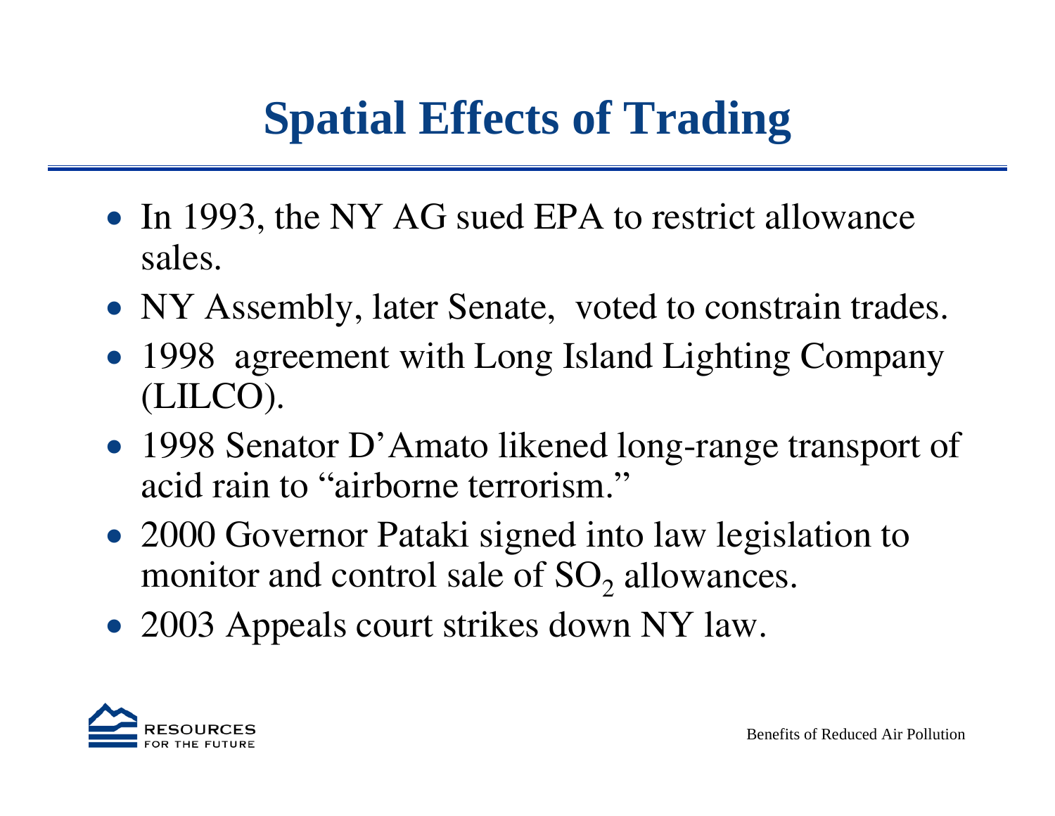# Spatial Effects of Trading

- In 1993, the NY AG sued EPA to restrict allowance sales.
- NY Assembly, later Senate, voted to constrain trades.
- 1998 agreement with Long Island Lighting Company (LILCO).
- 1998 Senator D'Amato likened long-range transport of acid rain to "airborne terrorism."
- 2000 Governor Pataki signed into law legislation to monitor and control sale of $SO_2$ allowances.
- 2003 Appeals court strikes down NY law.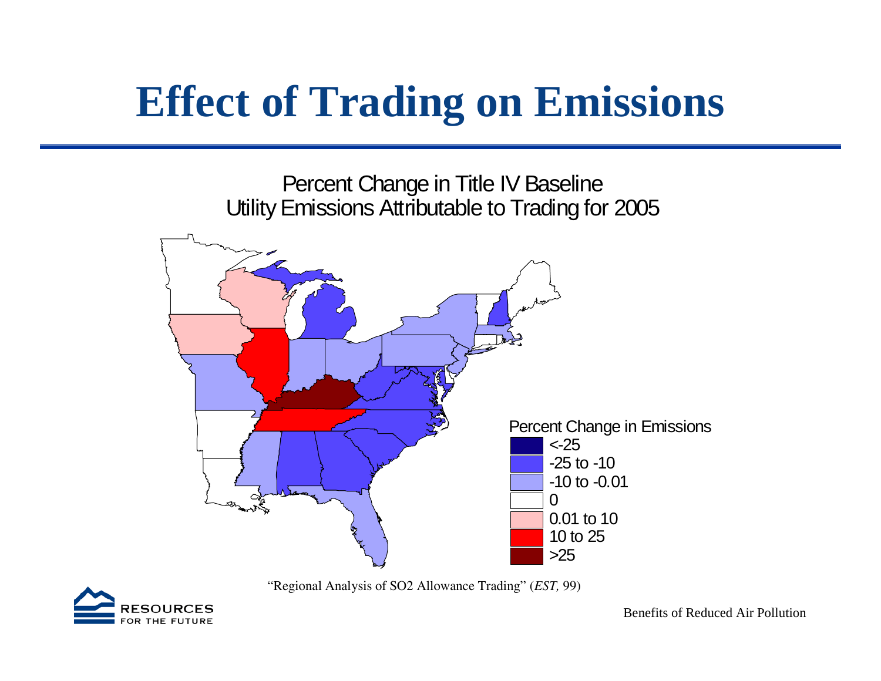# Effect of Trading on Emissions

Percent Change in Title IV Baseline
Utility Emissions Attributable to Trading for 2005

Percent Change in Emissions

- <-25
- -25 to -10
- -10 to -0.01
- 0
- 0.01 to 10
- 10 to 25
- >25

"Regional Analysis of $SO_2$ Allowance Trading" (*EST,* 99)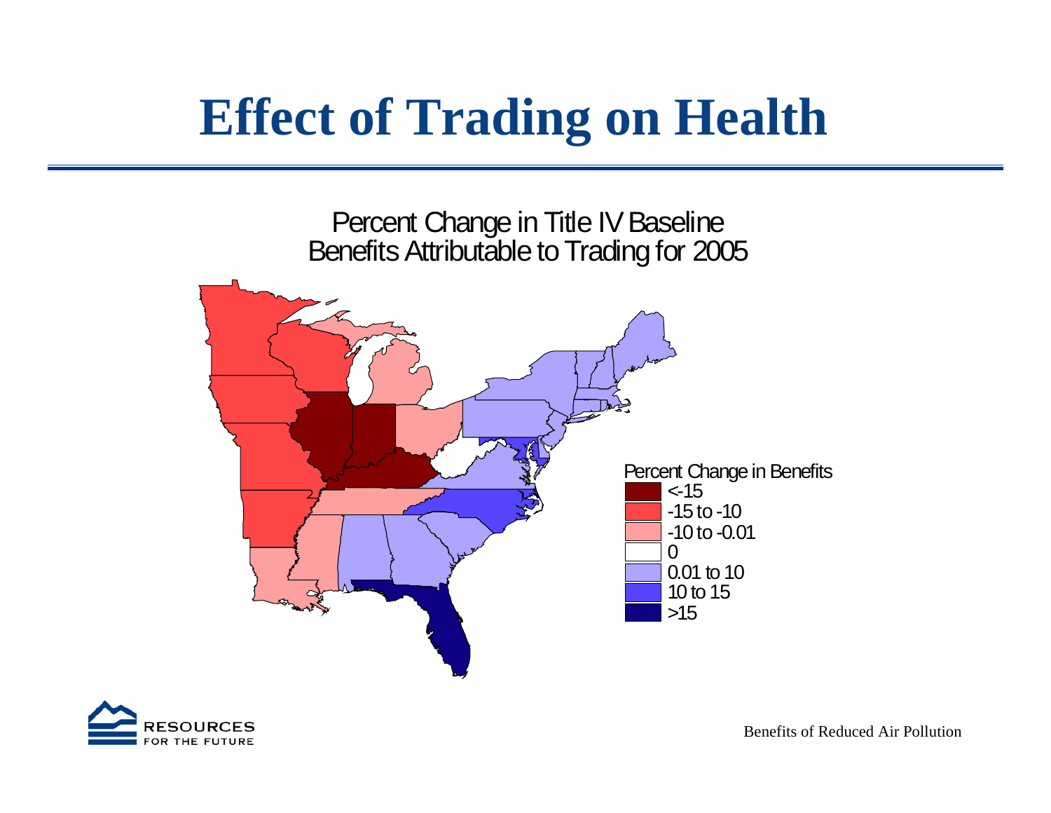# Effect of Trading on Health

Percent Change in Title IV Baseline Benefits Attributable to Trading for 2005

Percent Change in Benefits

- <-15
- -15 to -10
- -10 to -0.01
- 0
- 0.01 to 10
- 10 to 15
- >15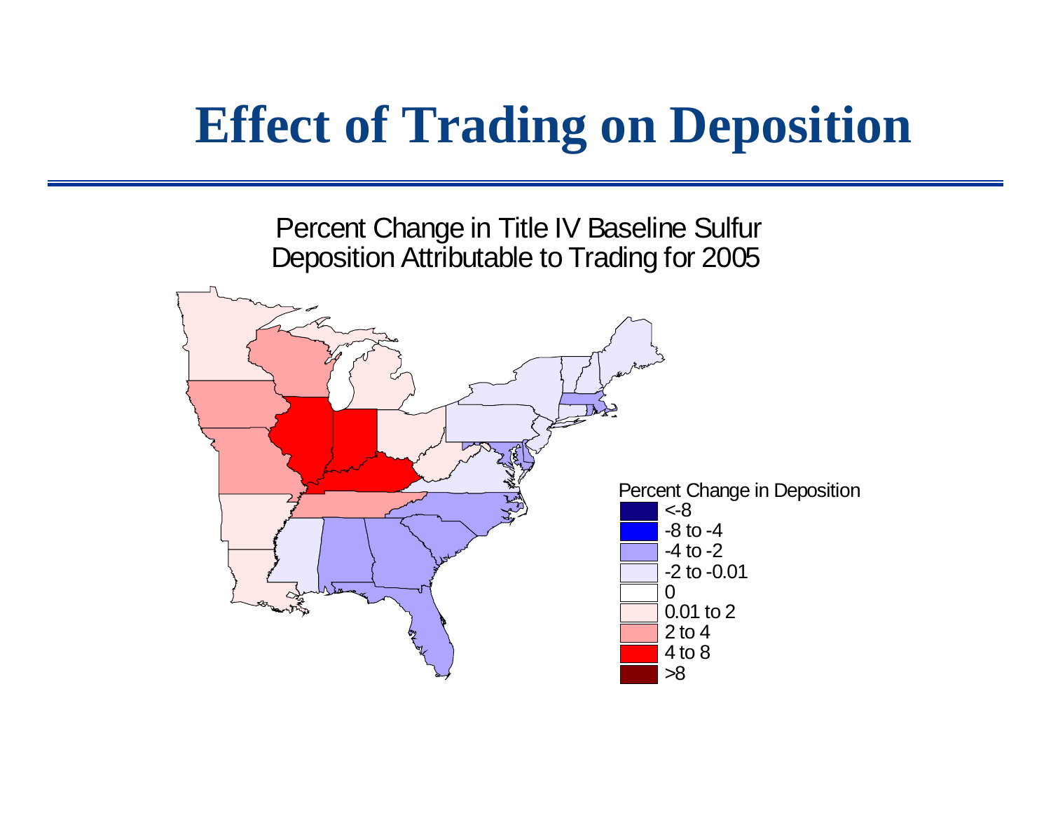# Effect of Trading on Deposition

Percent Change in Title IV Baseline Sulfur Deposition Attributable to Trading for 2005

Percent Change in Deposition

- <-8
- -8 to -4
- -4 to -2
- -2 to -0.01
- 0
- 0.01 to 2
- 2 to 4
- 4 to 8
- >8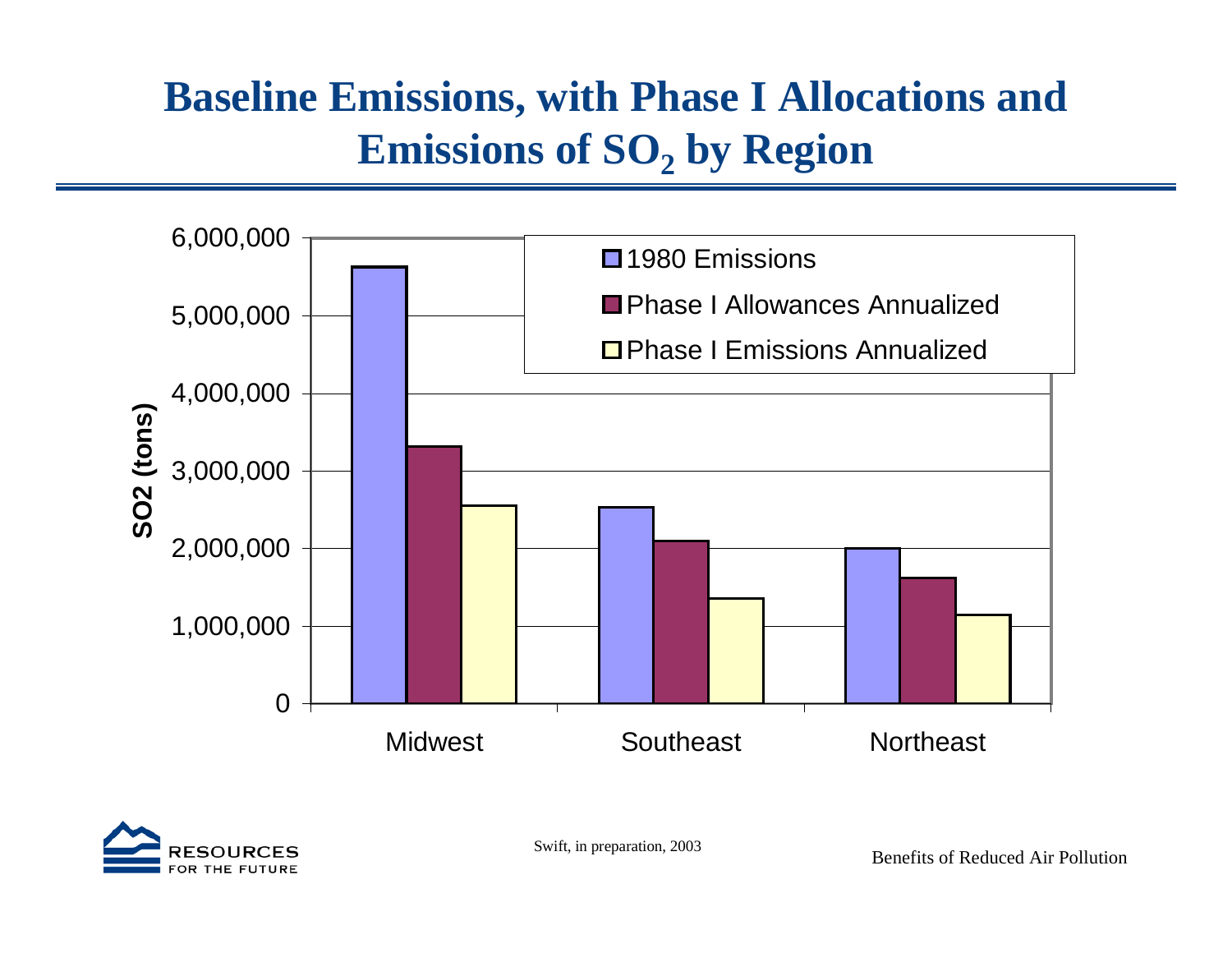# Baseline Emissions, with Phase I Allocations and Emissions of $SO_2$ by Region

SO2 (tons)

6,000,000
5,000,000
4,000,000
3,000,000
2,000,000
1,000,000
0

1980 Emissions
Phase I Allowances Annualized
Phase I Emissions Annualized

Midwest
Southeast
Northeast

Swift, in preparation, 2003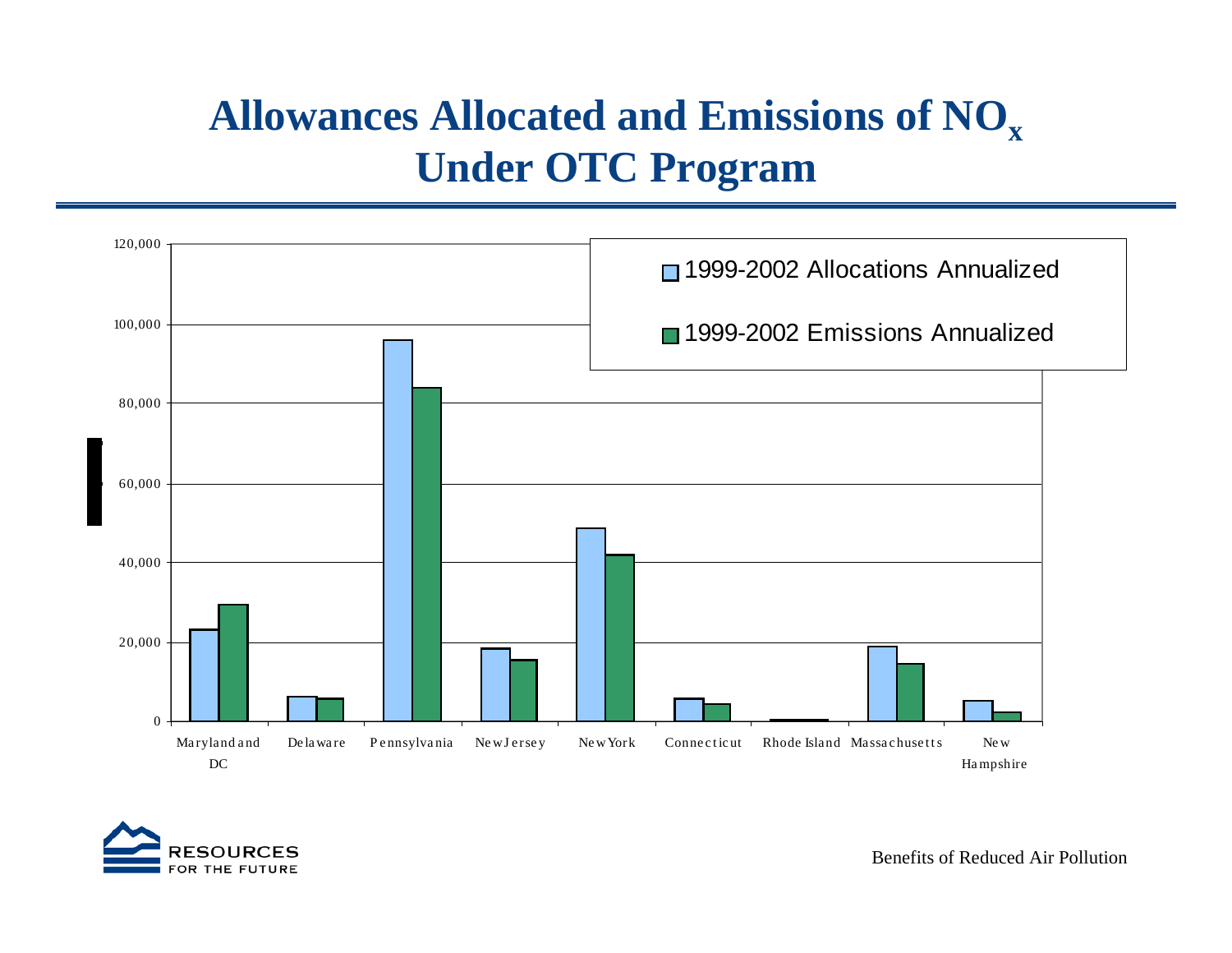# Allowances Allocated and Emissions of $NO_x$ Under OTC Program

| State | 1999-2002 Allocations Annualized | 1999-2002 Emissions Annualized |
|---|---|---|
| Maryland and DC | ~23,000 | ~29,500 |
| Delaware | ~6,000 | ~6,000 |
| Pennsylvania | ~96,000 | ~84,000 |
| New Jersey | ~18,500 | ~15,500 |
| New York | ~48,500 | ~42,000 |
| Connecticut | ~6,000 | ~4,500 |
| Rhode Island | ~500 | ~500 |
| Massachusetts | ~19,000 | ~14,500 |
| New Hampshire | ~5,000 | ~2,500 |

Benefits of Reduced Air Pollution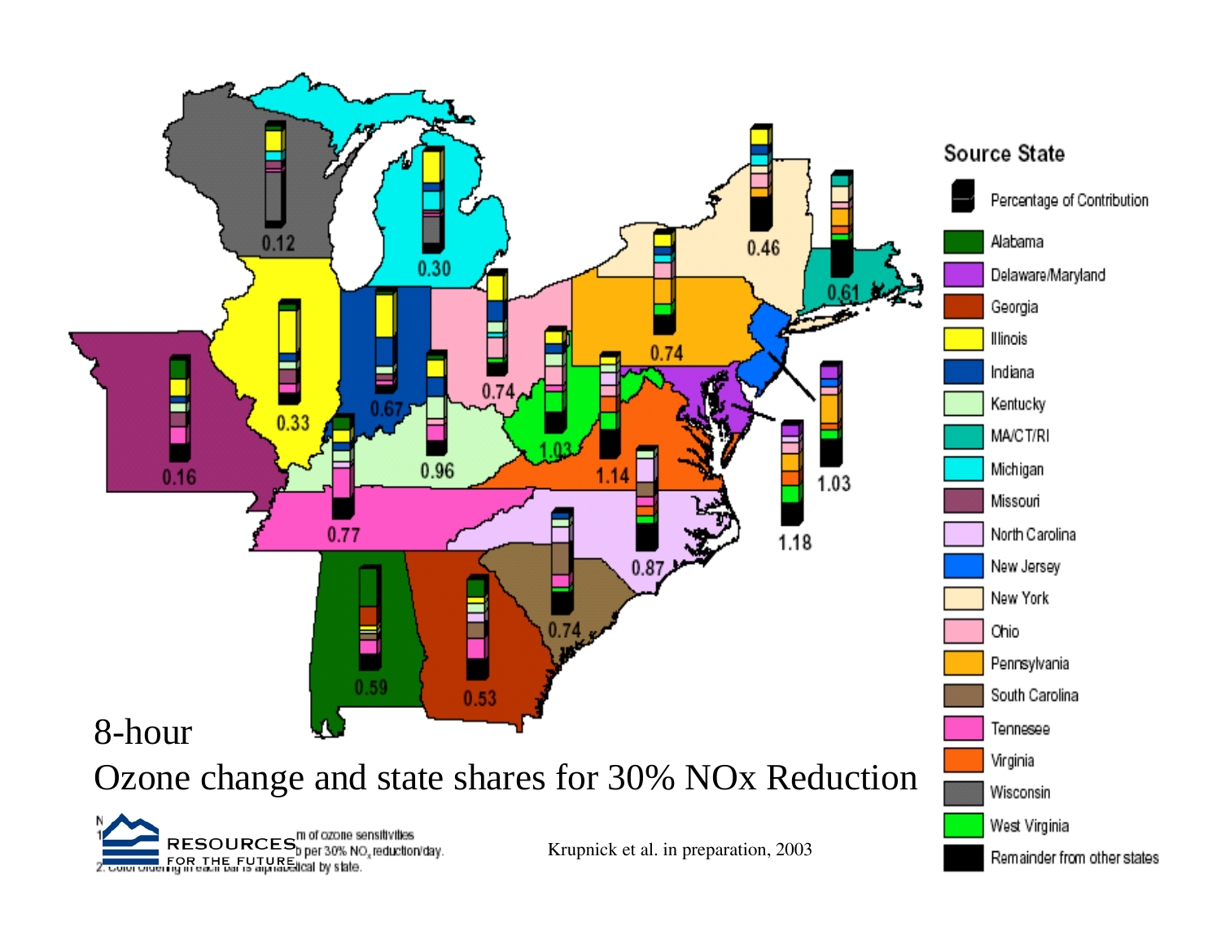8-hour

Ozone change and state shares for 30% NOx Reduction

Krupnick et al. in preparation, 2003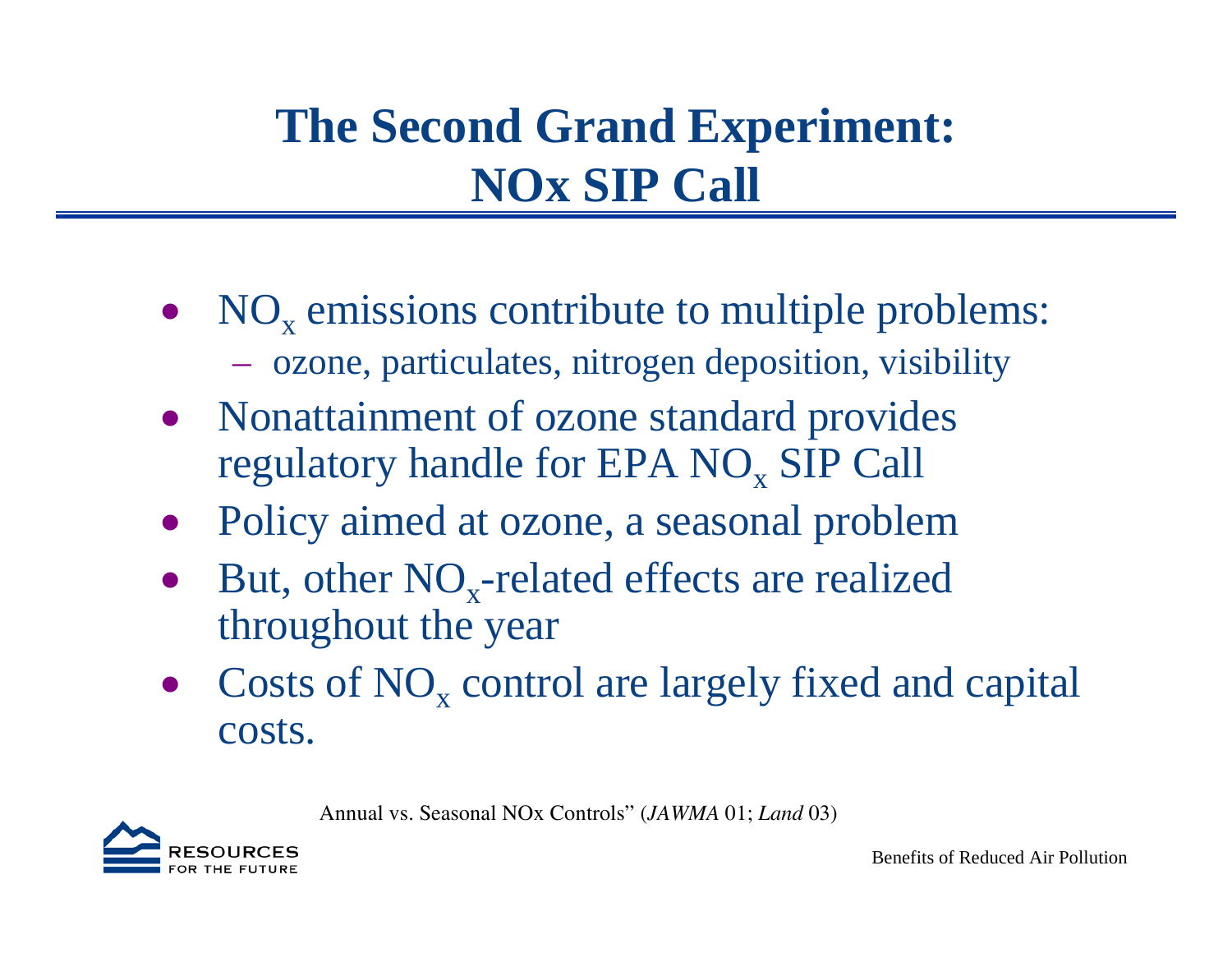# The Second Grand Experiment: NOx SIP Call

- $NO_x$ emissions contribute to multiple problems:
  - ozone, particulates, nitrogen deposition, visibility
- Nonattainment of ozone standard provides regulatory handle for EPA $NO_x$ SIP Call
- Policy aimed at ozone, a seasonal problem
- But, other $NO_x$-related effects are realized throughout the year
- Costs of $NO_x$ control are largely fixed and capital costs.

Annual vs. Seasonal NOx Controls" (*JAWMA* 01; *Land* 03)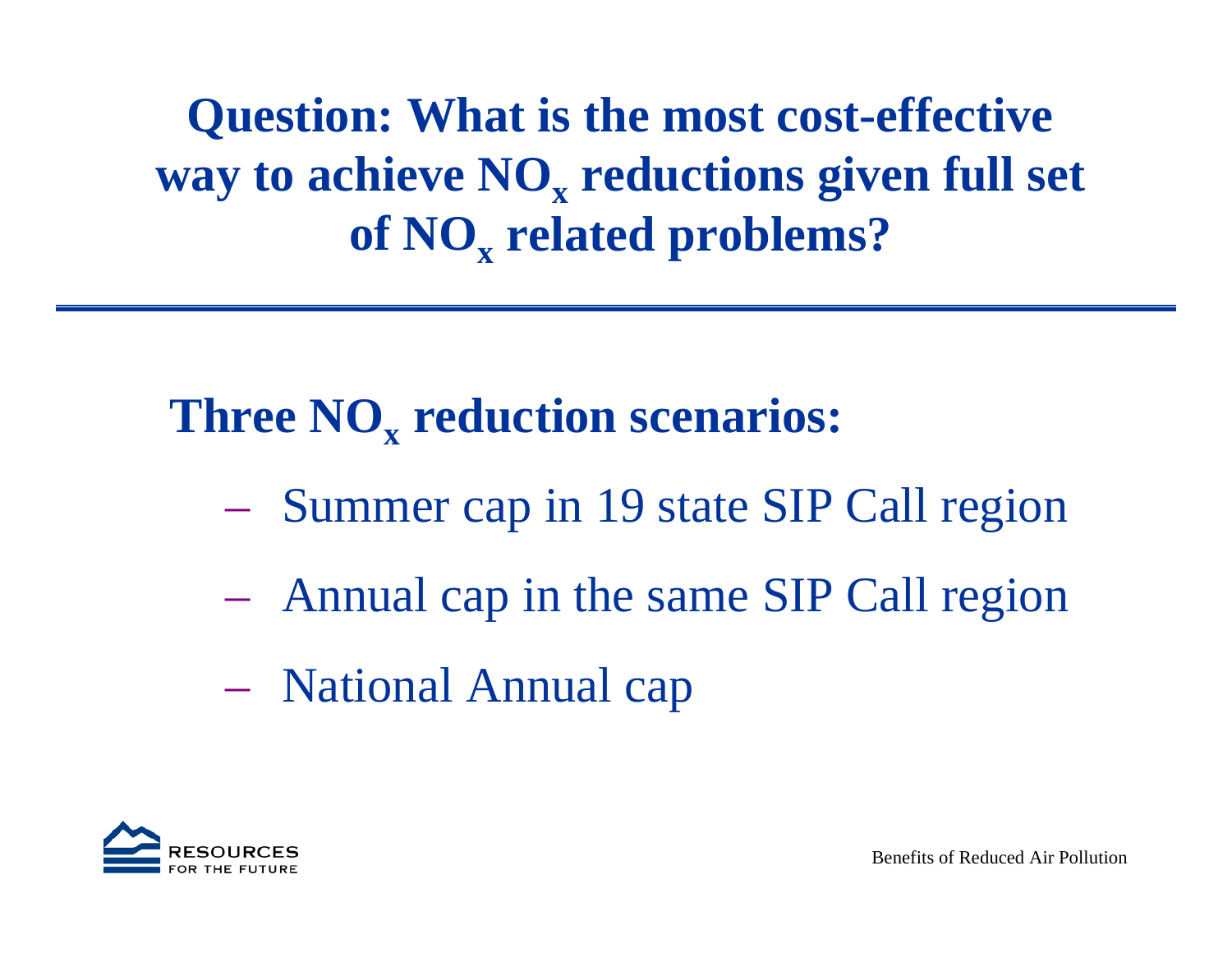# Question: What is the most cost-effective way to achieve $NO_x$ reductions given full set of $NO_x$ related problems?

**Three $NO_x$ reduction scenarios:**

- Summer cap in 19 state SIP Call region
- Annual cap in the same SIP Call region
- National Annual cap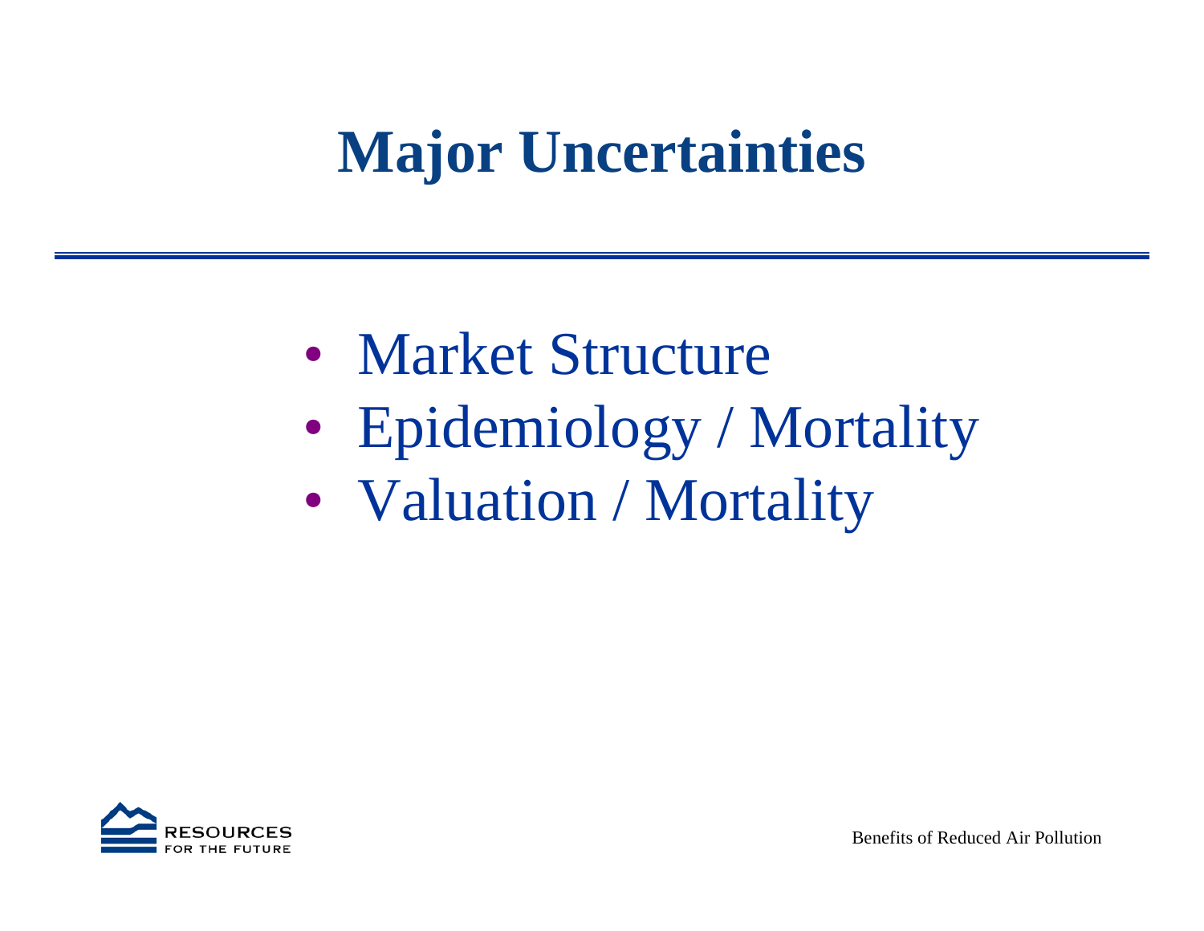# Major Uncertainties

- Market Structure
- Epidemiology / Mortality
- Valuation / Mortality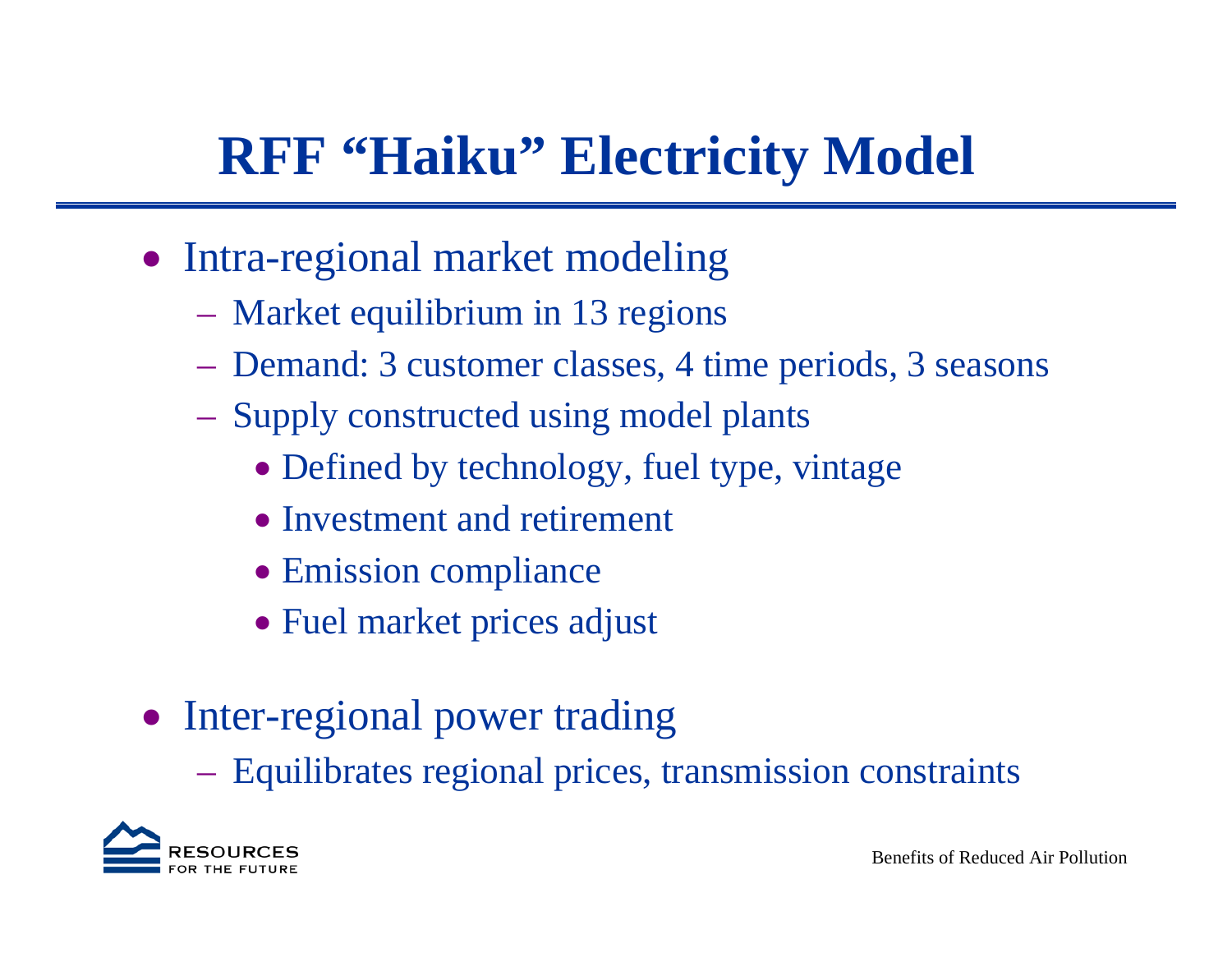# RFF "Haiku" Electricity Model

- Intra-regional market modeling
  - Market equilibrium in 13 regions
  - Demand: 3 customer classes, 4 time periods, 3 seasons
  - Supply constructed using model plants
    - Defined by technology, fuel type, vintage
    - Investment and retirement
    - Emission compliance
    - Fuel market prices adjust
- Inter-regional power trading
  - Equilibrates regional prices, transmission constraints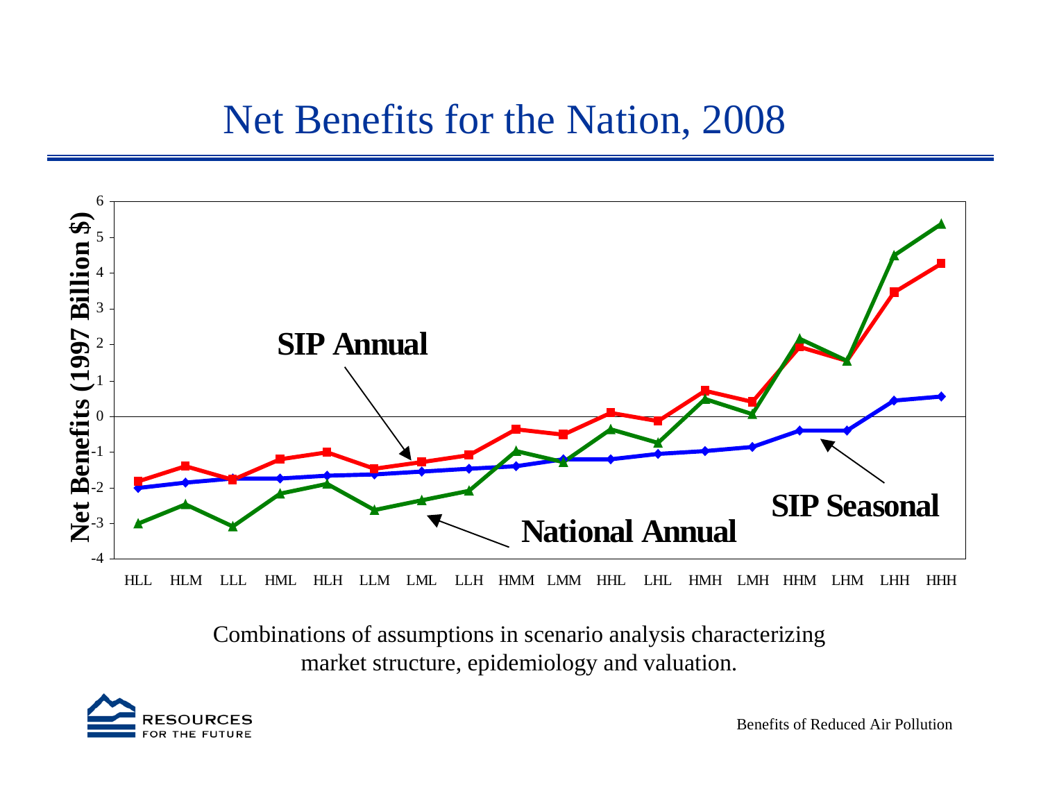# Net Benefits for the Nation, 2008

Combinations of assumptions in scenario analysis characterizing market structure, epidemiology and valuation.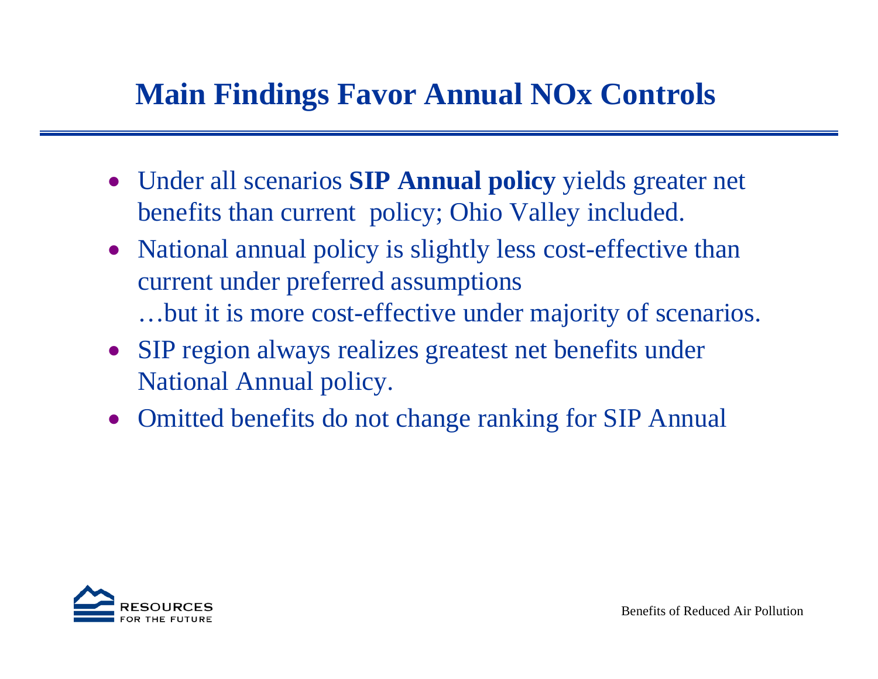# Main Findings Favor Annual NOx Controls

- Under all scenarios **SIP Annual policy** yields greater net benefits than current policy; Ohio Valley included.
- National annual policy is slightly less cost-effective than current under preferred assumptions
  …but it is more cost-effective under majority of scenarios.
- SIP region always realizes greatest net benefits under National Annual policy.
- Omitted benefits do not change ranking for SIP Annual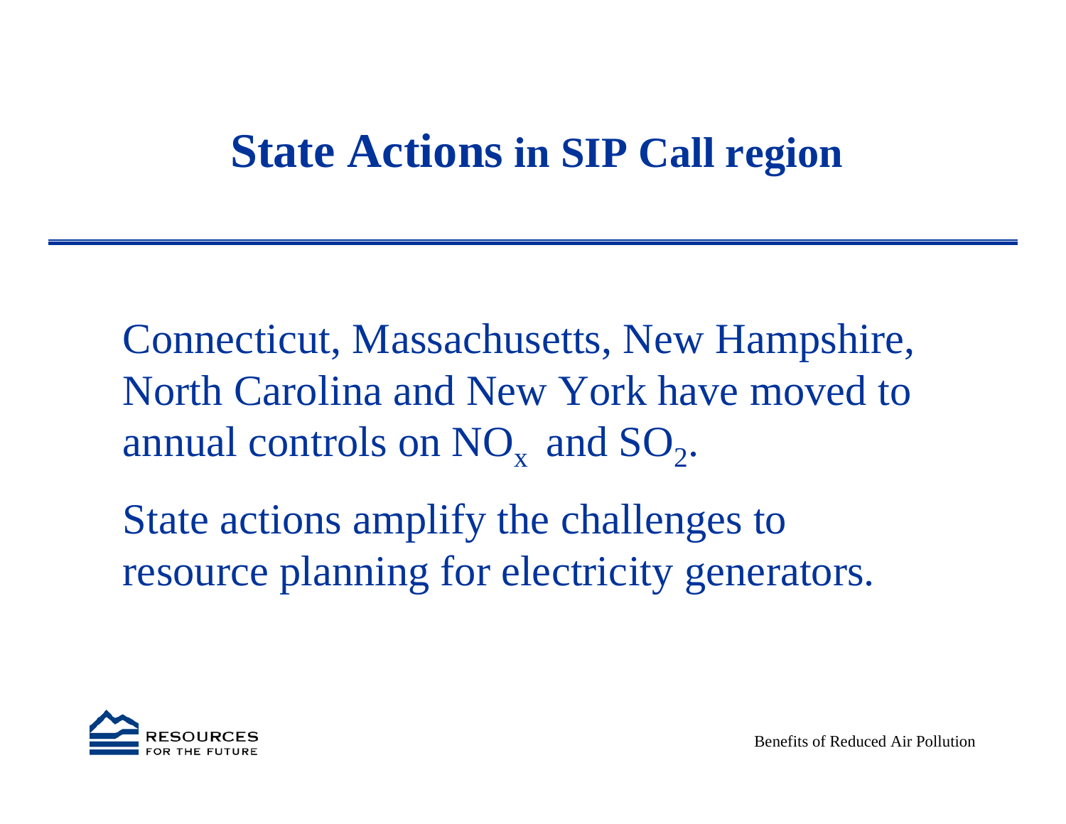# State Actions in SIP Call region

Connecticut, Massachusetts, New Hampshire, North Carolina and New York have moved to annual controls on $NO_x$ and $SO_2$.

State actions amplify the challenges to resource planning for electricity generators.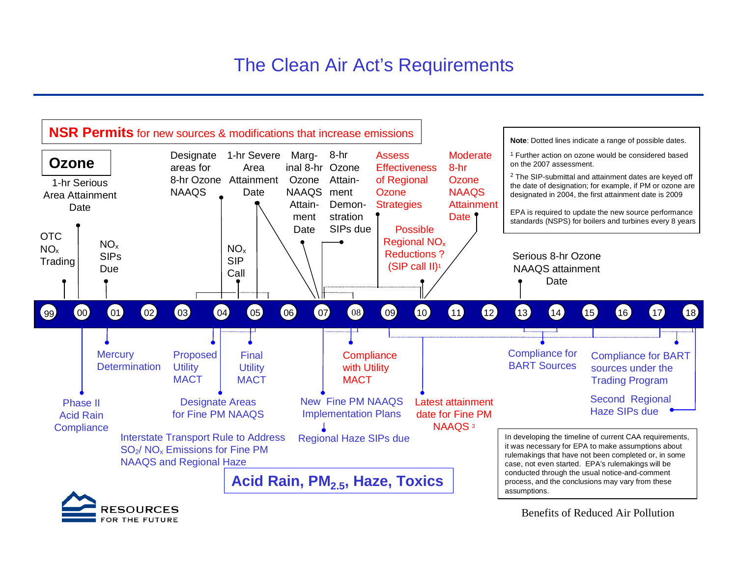# The Clean Air Act's Requirements

**NSR Permits** for new sources & modifications that increase emissions

## Ozone

- OTC $NO_x$ Trading (99/00)
- 1-hr Serious Area Attainment Date (00)
- $NO_x$ SIPs Due (01)
- Designate areas for 8-hr Ozone NAAQS (04)
- $NO_x$ SIP Call (04)
- 1-hr Severe Area Attainment Date (05)
- Marginal 8-hr Ozone NAAQS Attainment Date (07)
- 8-hr Ozone Attainment Demonstration SIPs due (07–08)
- Assess Effectiveness of Regional Ozone Strategies (09)
- Possible Regional $NO_x$ Reductions ? (SIP call II)[1] (10)
- Moderate 8-hr Ozone NAAQS Attainment Date (10)
- Serious 8-hr Ozone NAAQS attainment Date (13)

Timeline: 99 | 00 | 01 | 02 | 03 | 04 | 05 | 06 | 07 | 08 | 09 | 10 | 11 | 12 | 13 | 14 | 15 | 16 | 17 | 18

## Acid Rain, $PM_{2.5}$, Haze, Toxics

- Phase II Acid Rain Compliance (00)
- Mercury Determination (01)
- Proposed Utility MACT (04)
- Final Utility MACT (05)
- Designate Areas for Fine PM NAAQS (04)
- Interstate Transport Rule to Address $SO_2$/ $NO_x$ Emissions for Fine PM NAAQS and Regional Haze
- New Fine PM NAAQS Implementation Plans (07)
- Regional Haze SIPs due (08)
- Compliance with Utility MACT (08)
- Latest attainment date for Fine PM NAAQS [3] (10)
- Compliance for BART Sources (14)
- Compliance for BART sources under the Trading Program (15–17)
- Second Regional Haze SIPs due (18)

**Note**: Dotted lines indicate a range of possible dates.

[1] Further action on ozone would be considered based on the 2007 assessment.

[2] The SIP-submittal and attainment dates are keyed off the date of designation; for example, if PM or ozone are designated in 2004, the first attainment date is 2009

EPA is required to update the new source performance standards (NSPS) for boilers and turbines every 8 years

In developing the timeline of current CAA requirements, it was necessary for EPA to make assumptions about rulemakings that have not been completed or, in some case, not even started. EPA's rulemakings will be conducted through the usual notice-and-comment process, and the conclusions may vary from these assumptions.

RESOURCES FOR THE FUTURE

Benefits of Reduced Air Pollution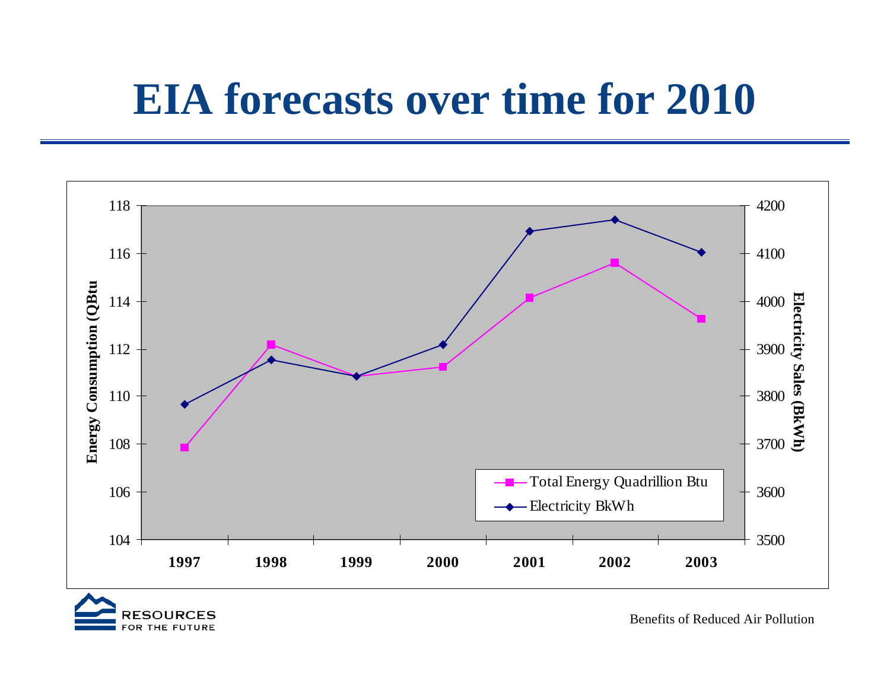# EIA forecasts over time for 2010

Energy Consumption (QBtu)

Electricity Sales (BkWh)

Total Energy Quadrillion Btu

Electricity BkWh

1997 1998 1999 2000 2001 2002 2003

Benefits of Reduced Air Pollution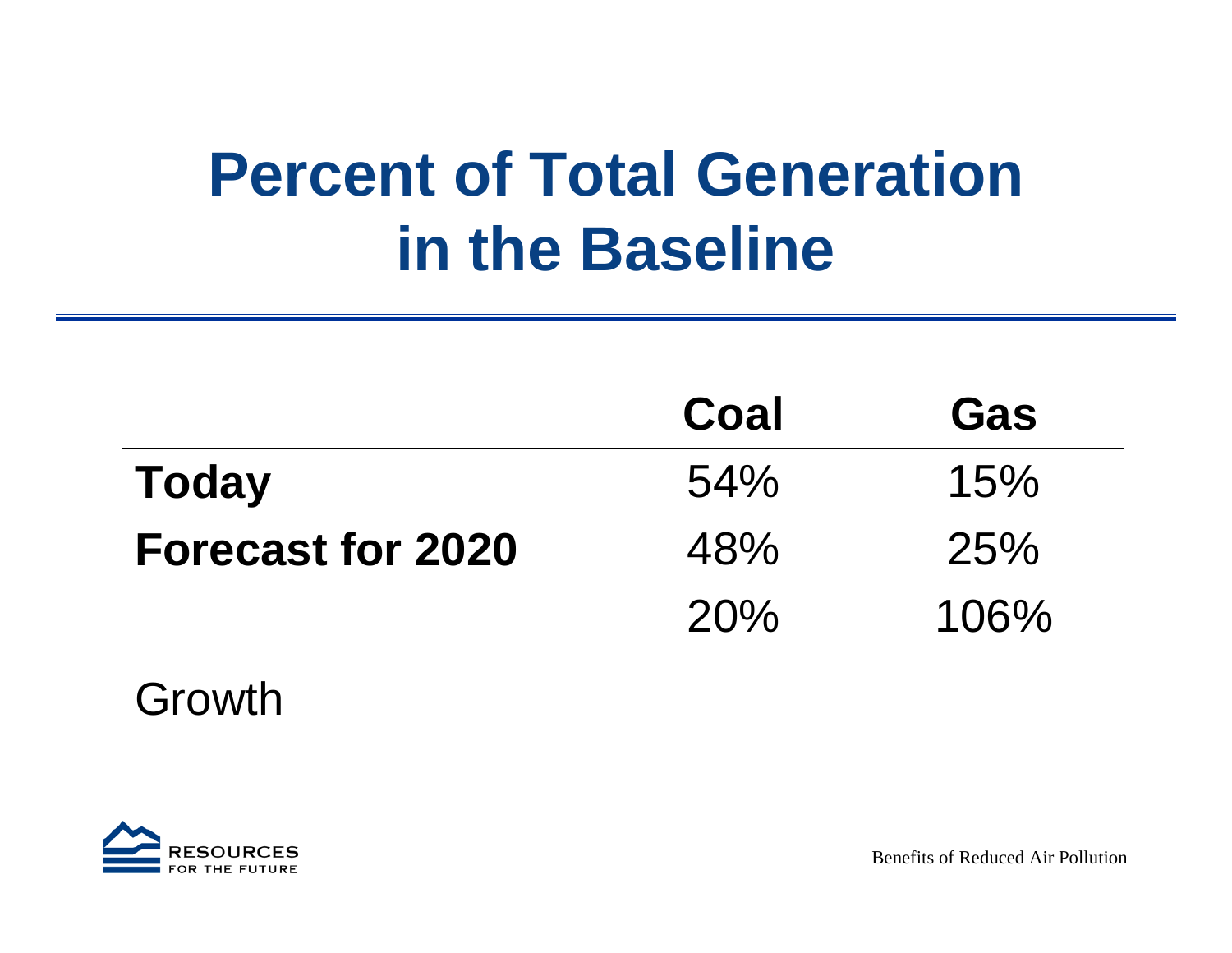# Percent of Total Generation in the Baseline

| | Coal | Gas |
|---|---|---|
| **Today** | 54% | 15% |
| **Forecast for 2020** | 48% | 25% |
| Growth | 20% | 106% |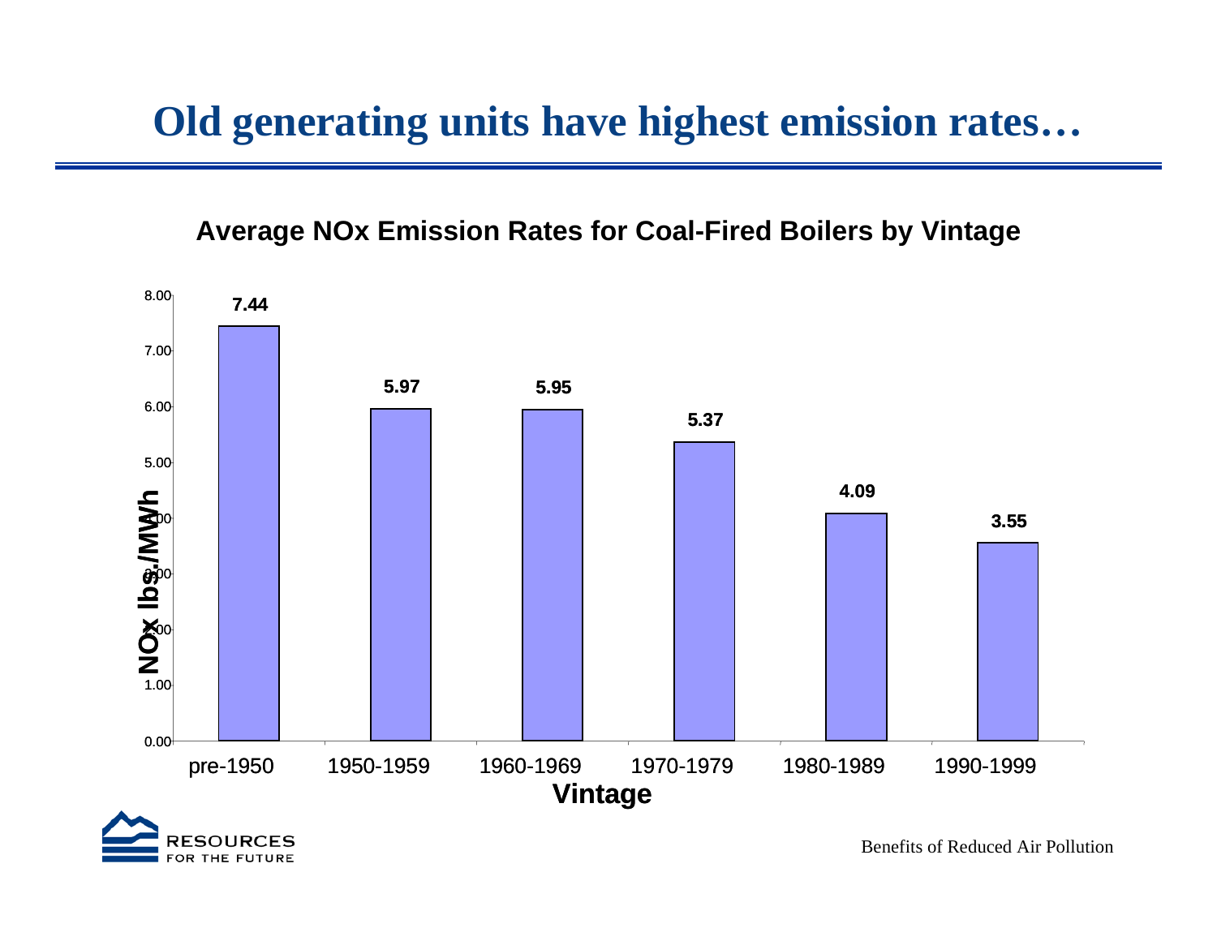# Old generating units have highest emission rates…

### Average NOx Emission Rates for Coal-Fired Boilers by Vintage

| Vintage | NOx lbs./MWh |
|---|---|
| pre-1950 | 7.44 |
| 1950-1959 | 5.97 |
| 1960-1969 | 5.95 |
| 1970-1979 | 5.37 |
| 1980-1989 | 4.09 |
| 1990-1999 | 3.55 |

Benefits of Reduced Air Pollution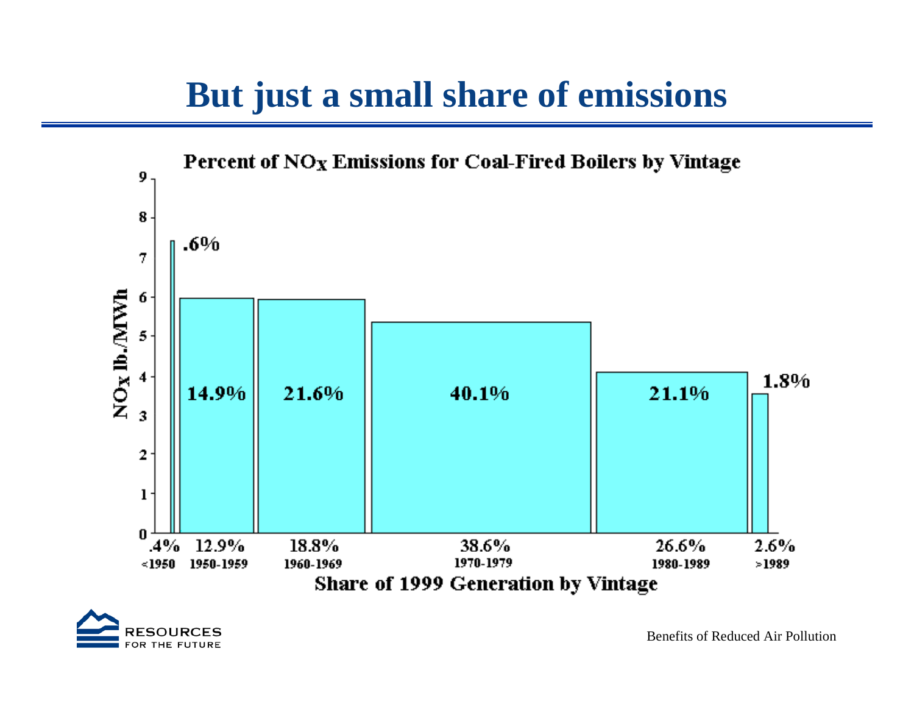# But just a small share of emissions

**Percent of $NO_X$ Emissions for Coal-Fired Boilers by Vintage**

| Vintage | Share of 1999 Generation | Percent of $NO_X$ Emissions |
|---|---|---|
| <1950 | .4% | .6% |
| 1950-1959 | 12.9% | 14.9% |
| 1960-1969 | 18.8% | 21.6% |
| 1970-1979 | 38.6% | 40.1% |
| 1980-1989 | 26.6% | 21.1% |
| >1989 | 2.6% | 1.8% |

Y-axis: $NO_X$ lb./MWh (0–9)

X-axis: Share of 1999 Generation by Vintage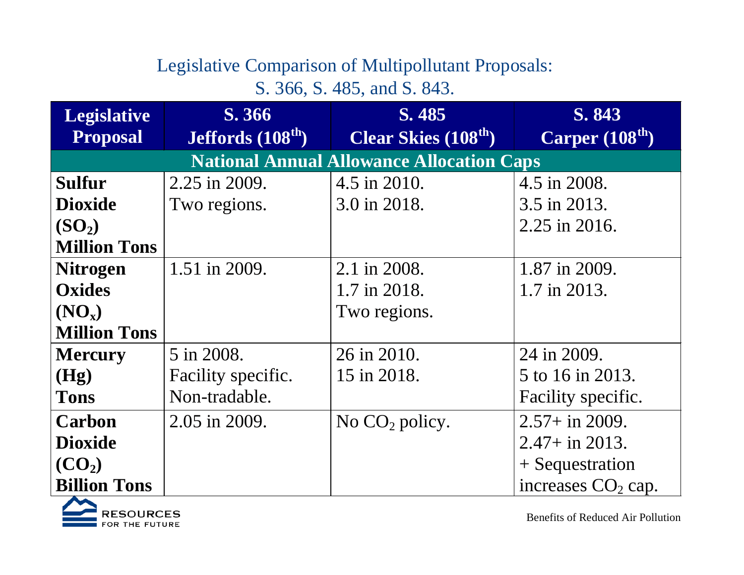## Legislative Comparison of Multipollutant Proposals: S. 366, S. 485, and S. 843.

| Legislative Proposal | S. 366 Jeffords (108th) | S. 485 Clear Skies (108th) | S. 843 Carper (108th) |
|---|---|---|---|
| **National Annual Allowance Allocation Caps** | | | |
| **Sulfur Dioxide ($SO_2$) Million Tons** | 2.25 in 2009. Two regions. | 4.5 in 2010. 3.0 in 2018. | 4.5 in 2008. 3.5 in 2013. 2.25 in 2016. |
| **Nitrogen Oxides ($NO_x$) Million Tons** | 1.51 in 2009. | 2.1 in 2008. 1.7 in 2018. Two regions. | 1.87 in 2009. 1.7 in 2013. |
| **Mercury (Hg) Tons** | 5 in 2008. Facility specific. Non-tradable. | 26 in 2010. 15 in 2018. | 24 in 2009. 5 to 16 in 2013. Facility specific. |
| **Carbon Dioxide ($CO_2$) Billion Tons** | 2.05 in 2009. | No $CO_2$ policy. | 2.57+ in 2009. 2.47+ in 2013. + Sequestration increases $CO_2$ cap. |

RESOURCES FOR THE FUTURE

Benefits of Reduced Air Pollution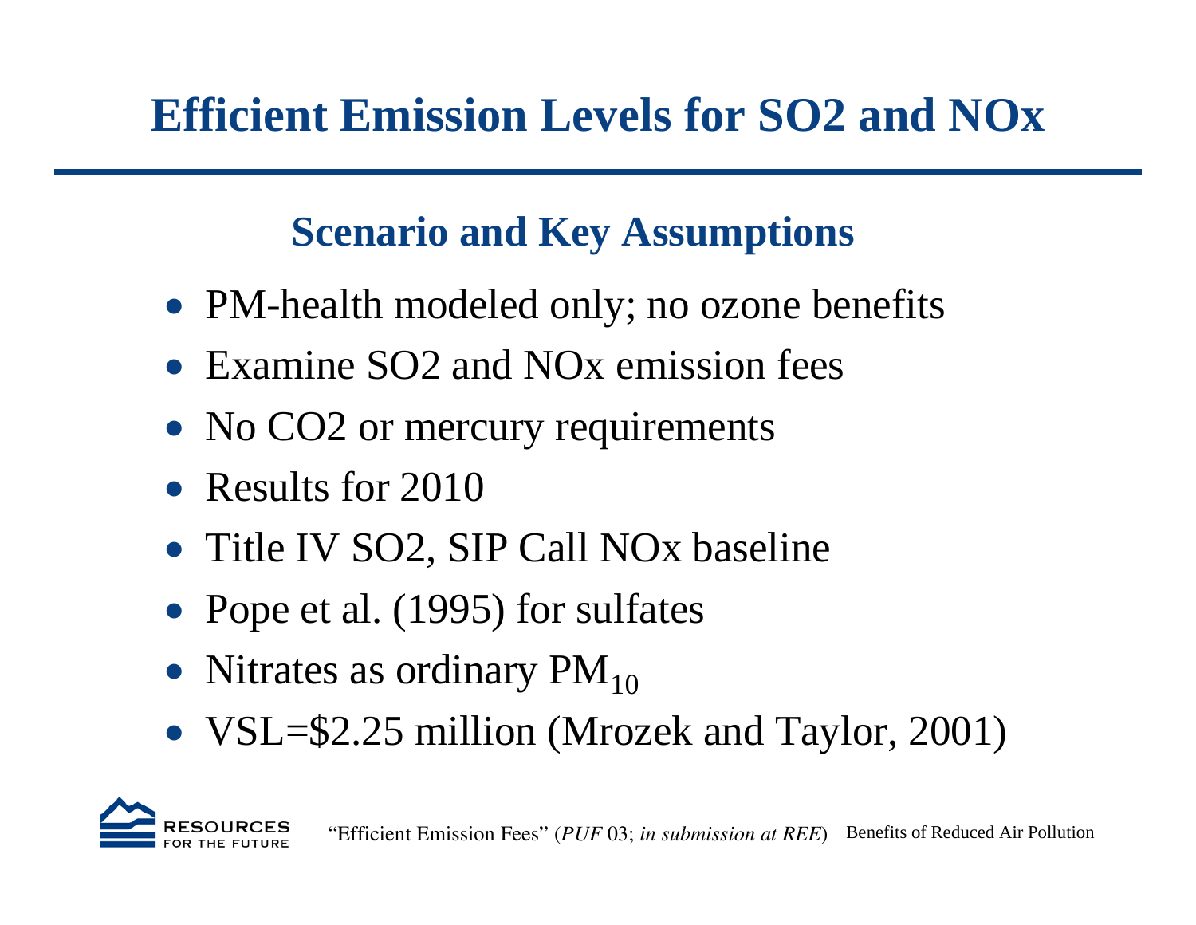# Efficient Emission Levels for SO2 and NOx

## Scenario and Key Assumptions

- PM-health modeled only; no ozone benefits
- Examine SO2 and NOx emission fees
- No CO2 or mercury requirements
- Results for 2010
- Title IV SO2, SIP Call NOx baseline
- Pope et al. (1995) for sulfates
- Nitrates as ordinary $PM_{10}$
- VSL=$2.25 million (Mrozek and Taylor, 2001)

"Efficient Emission Fees" (*PUF* 03; *in submission at REE*)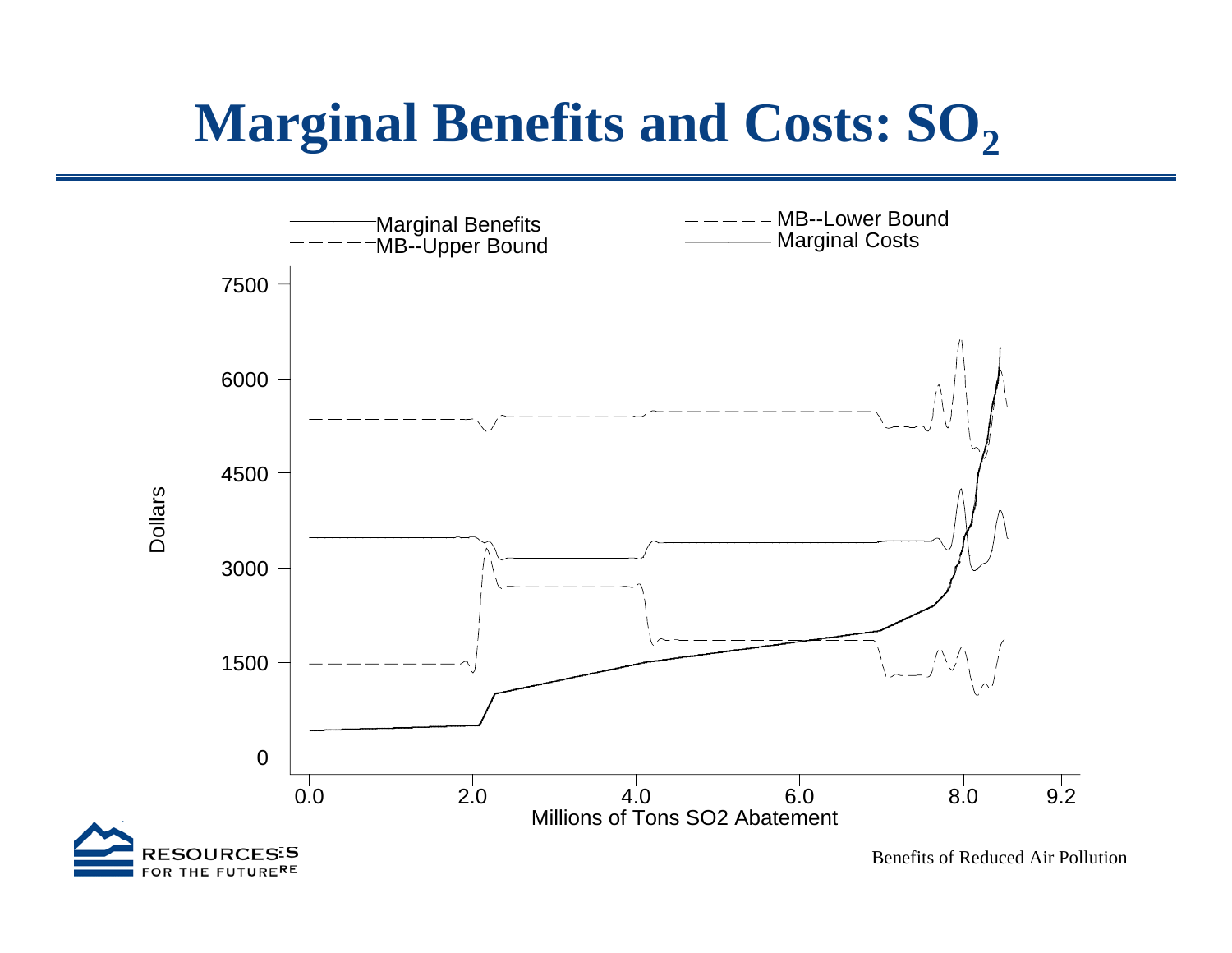# Marginal Benefits and Costs: $SO_2$

Marginal Benefits
MB--Upper Bound
MB--Lower Bound
Marginal Costs

Dollars

7500
6000
4500
3000
1500
0

0.0 2.0 4.0 6.0 8.0 9.2

Millions of Tons SO2 Abatement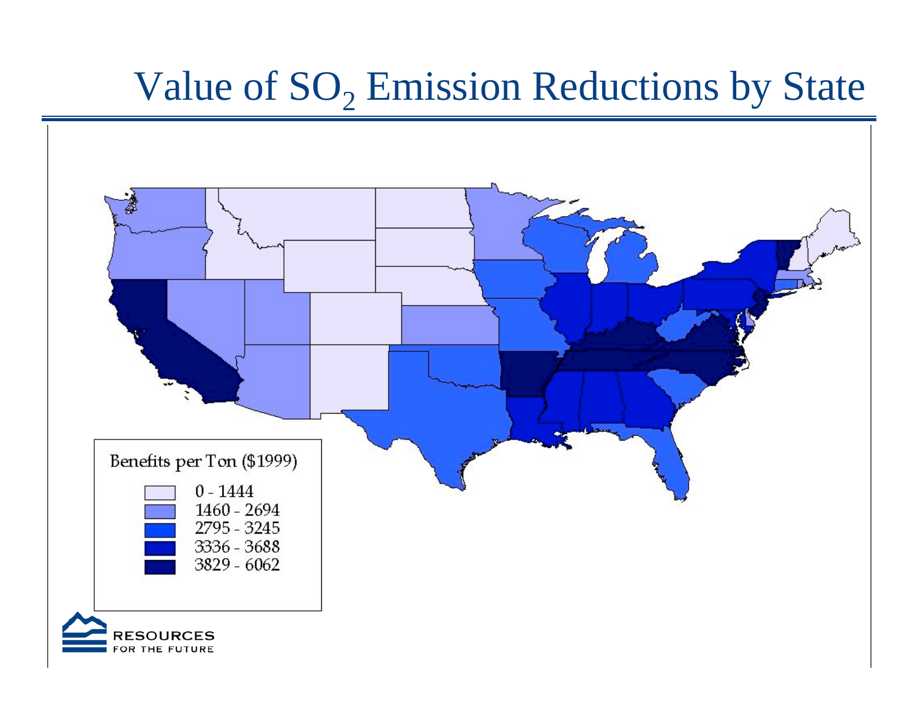# Value of $SO_2$ Emission Reductions by State

Benefits per Ton ($1999)

- 0 - 1444
- 1460 - 2694
- 2795 - 3245
- 3336 - 3688
- 3829 - 6062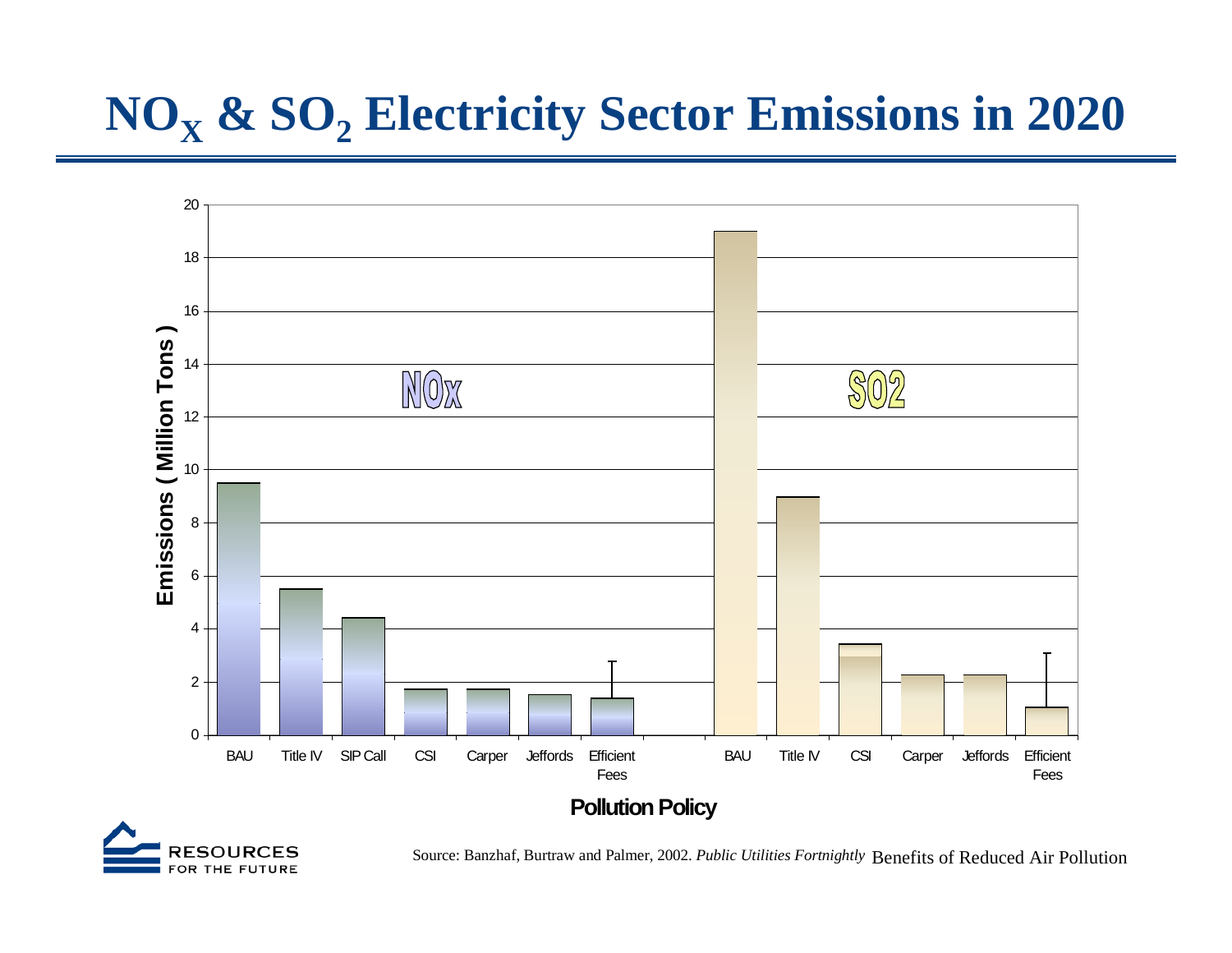# $NO_X$ & $SO_2$ Electricity Sector Emissions in 2020

Source: Banzhaf, Burtraw and Palmer, 2002. *Public Utilities Fortnightly* Benefits of Reduced Air Pollution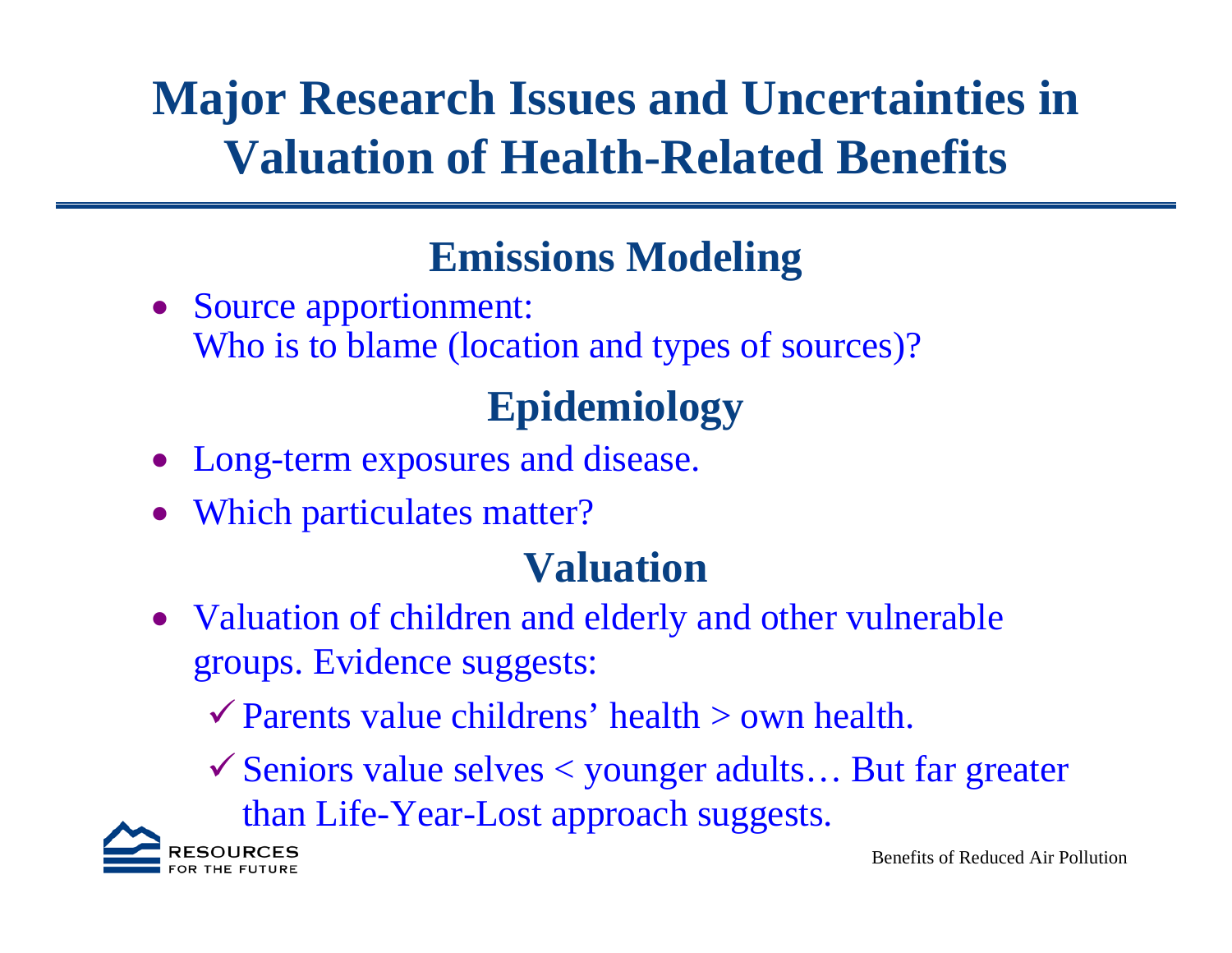# Major Research Issues and Uncertainties in Valuation of Health-Related Benefits

## Emissions Modeling

- Source apportionment:
  Who is to blame (location and types of sources)?

## Epidemiology

- Long-term exposures and disease.
- Which particulates matter?

## Valuation

- Valuation of children and elderly and other vulnerable groups. Evidence suggests:
  - ✓ Parents value childrens' health > own health.
  - ✓ Seniors value selves < younger adults… But far greater than Life-Year-Lost approach suggests.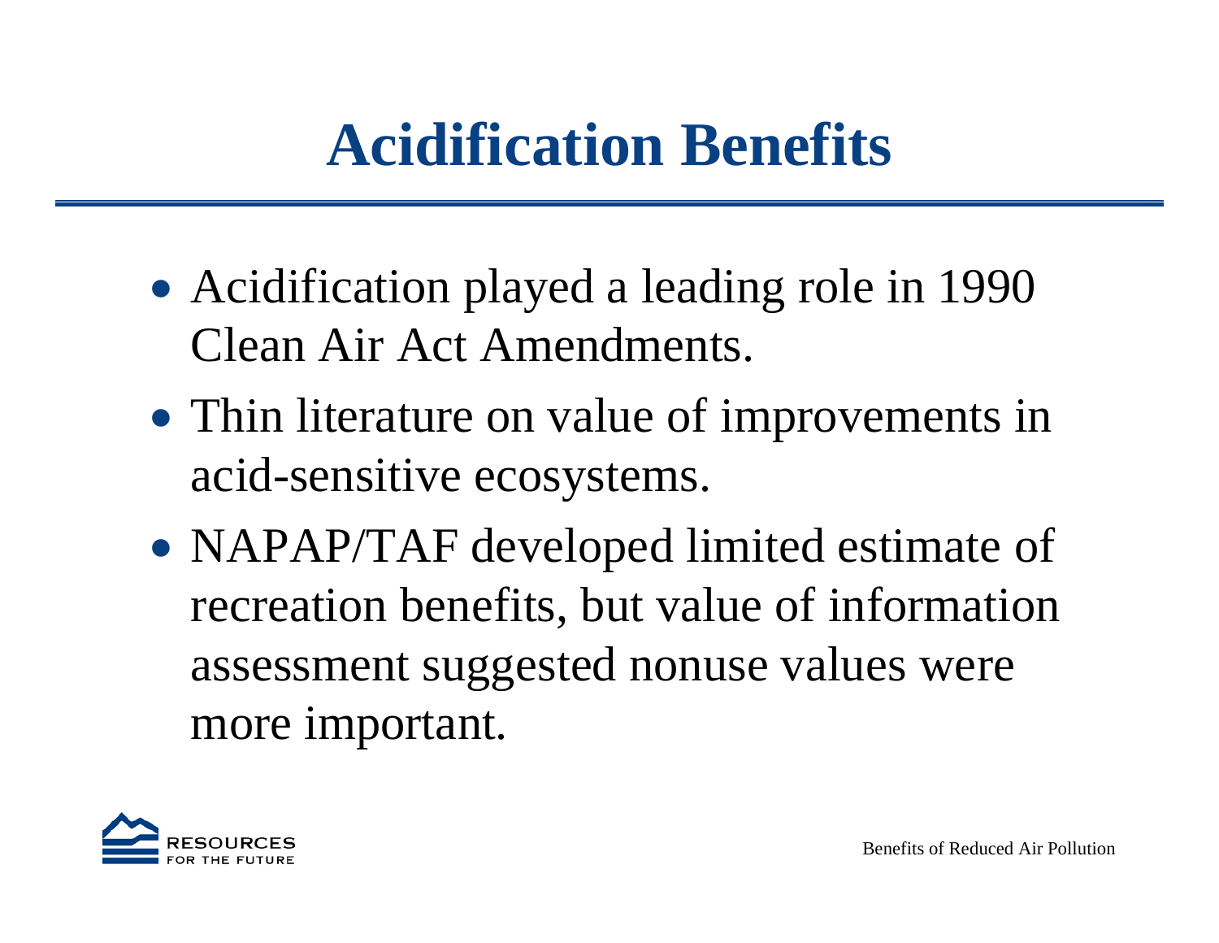# Acidification Benefits

- Acidification played a leading role in 1990 Clean Air Act Amendments.
- Thin literature on value of improvements in acid-sensitive ecosystems.
- NAPAP/TAF developed limited estimate of recreation benefits, but value of information assessment suggested nonuse values were more important.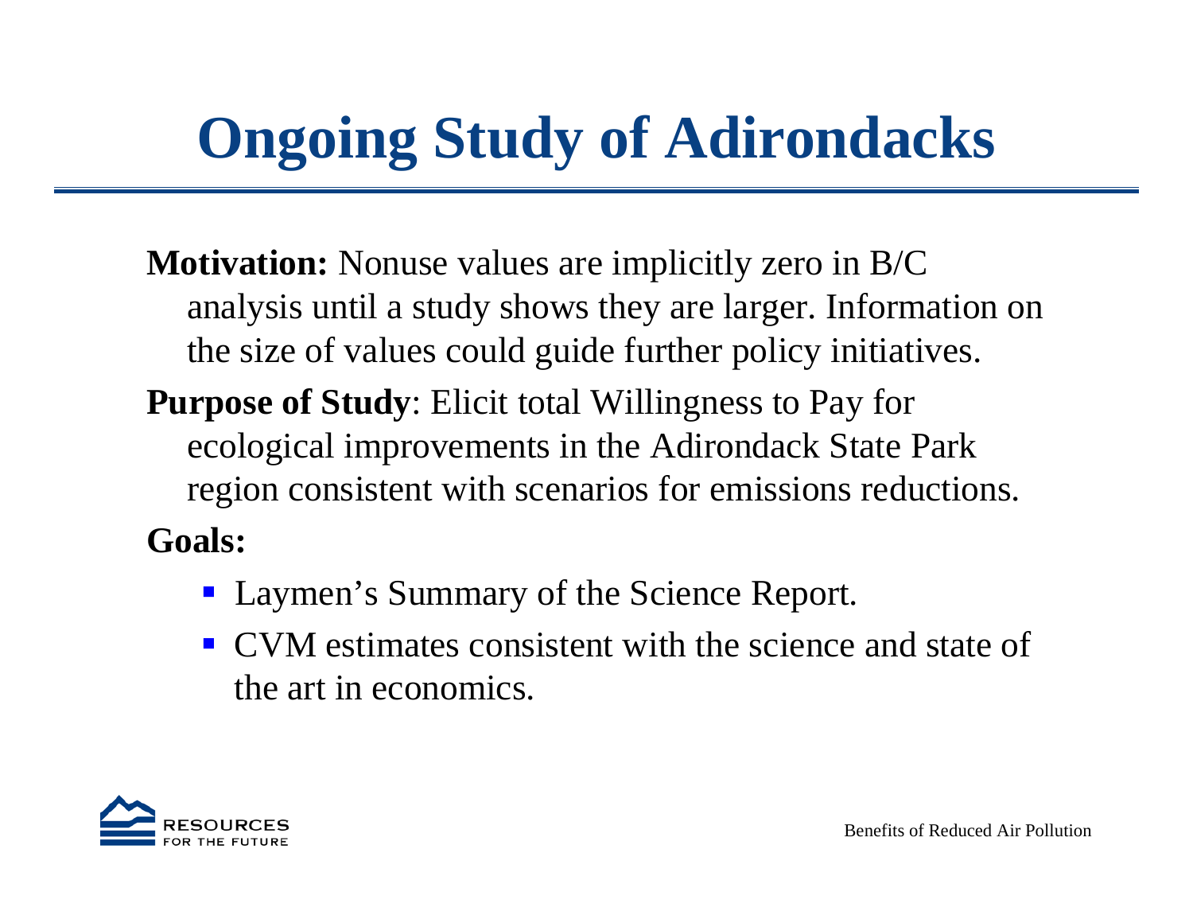# Ongoing Study of Adirondacks

**Motivation:** Nonuse values are implicitly zero in B/C analysis until a study shows they are larger. Information on the size of values could guide further policy initiatives.

**Purpose of Study**: Elicit total Willingness to Pay for ecological improvements in the Adirondack State Park region consistent with scenarios for emissions reductions.

**Goals:**

- Laymen's Summary of the Science Report.
- CVM estimates consistent with the science and state of the art in economics.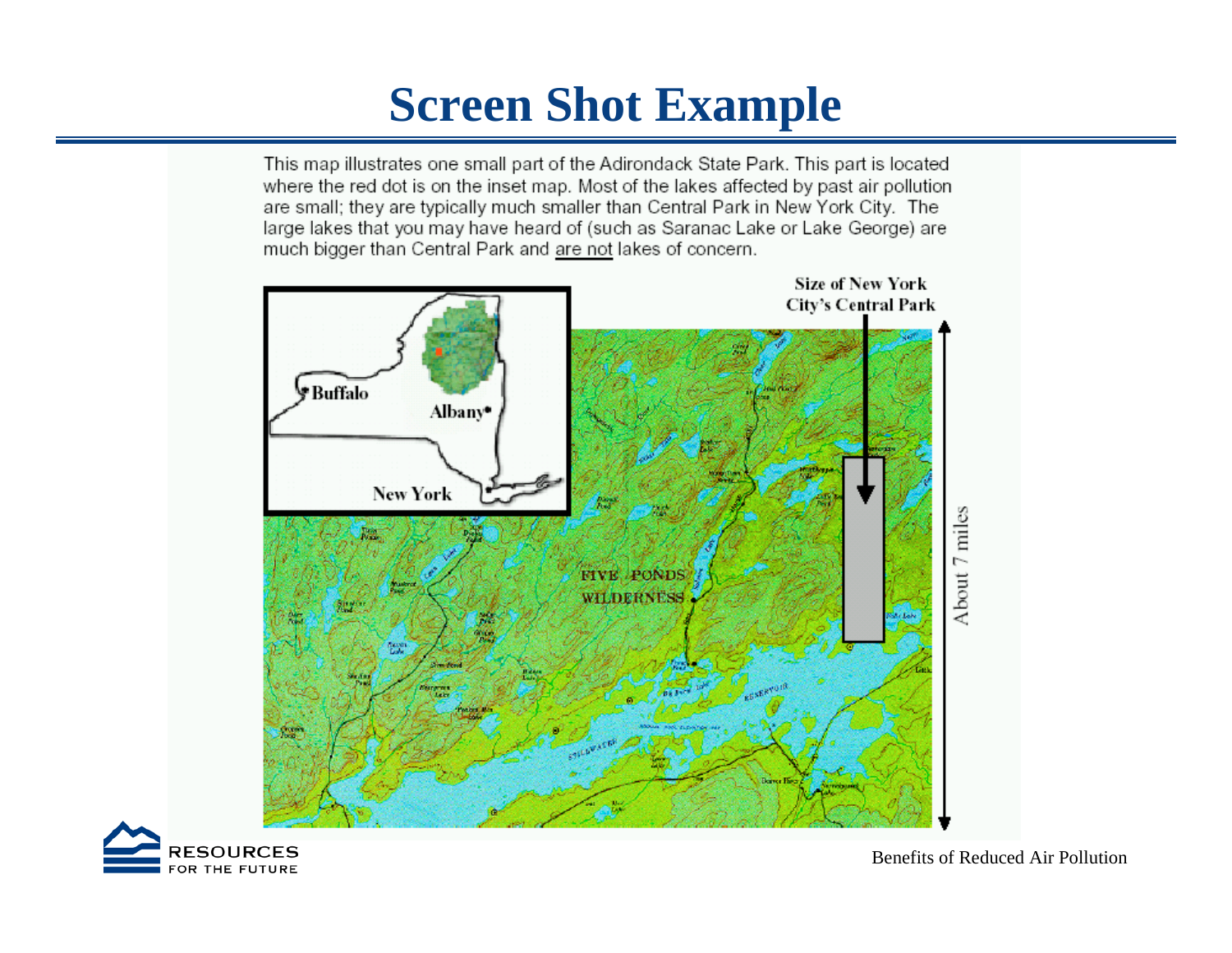# Screen Shot Example

This map illustrates one small part of the Adirondack State Park. This part is located where the red dot is on the inset map. Most of the lakes affected by past air pollution are small; they are typically much smaller than Central Park in New York City. The large lakes that you may have heard of (such as Saranac Lake or Lake George) are much bigger than Central Park and are not lakes of concern.

Size of New York City's Central Park

About 7 miles

Buffalo

Albany

New York

FIVE PONDS WILDERNESS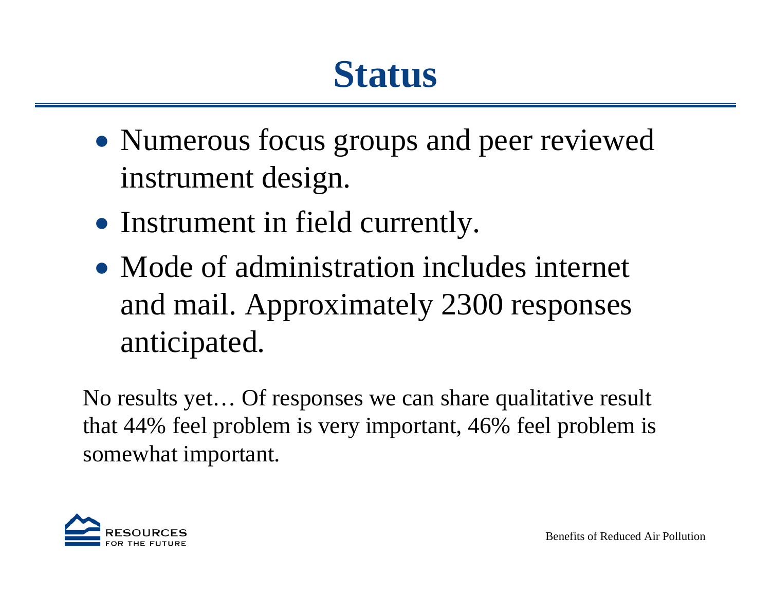# Status

- Numerous focus groups and peer reviewed instrument design.
- Instrument in field currently.
- Mode of administration includes internet and mail. Approximately 2300 responses anticipated.

No results yet… Of responses we can share qualitative result that 44% feel problem is very important, 46% feel problem is somewhat important.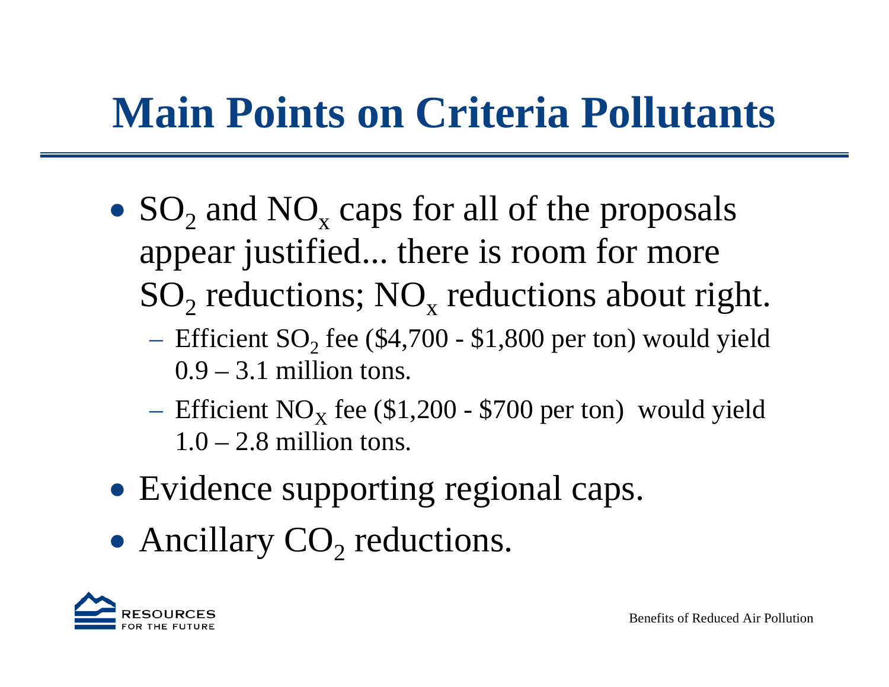# Main Points on Criteria Pollutants

- $SO_2$ and $NO_x$ caps for all of the proposals appear justified... there is room for more $SO_2$ reductions; $NO_x$ reductions about right.
  - Efficient $SO_2$ fee ($4,700 - $1,800 per ton) would yield 0.9 – 3.1 million tons.
  - Efficient $NO_X$ fee ($1,200 - $700 per ton) would yield 1.0 – 2.8 million tons.
- Evidence supporting regional caps.
- Ancillary $CO_2$ reductions.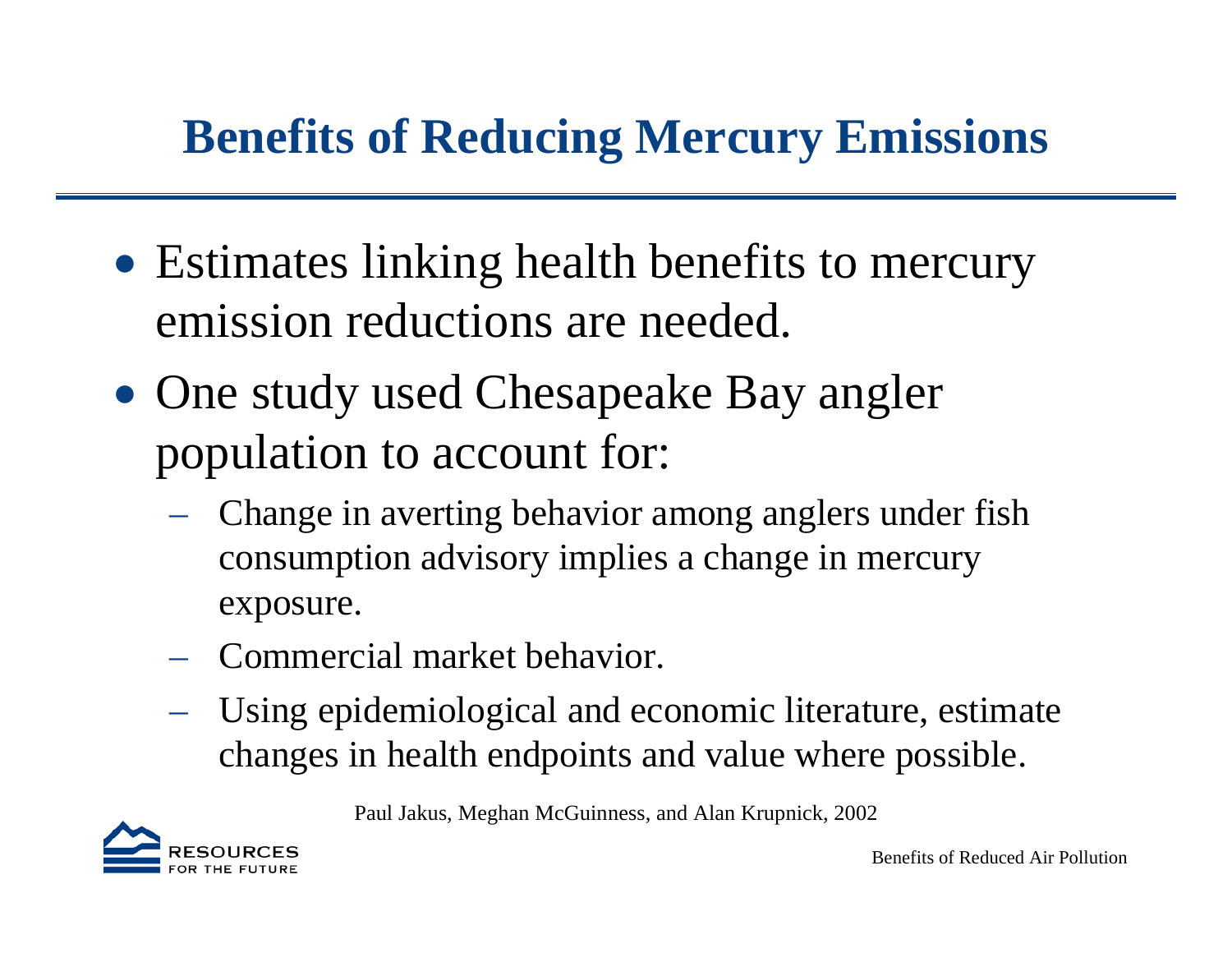# Benefits of Reducing Mercury Emissions

- Estimates linking health benefits to mercury emission reductions are needed.
- One study used Chesapeake Bay angler population to account for:
  - Change in averting behavior among anglers under fish consumption advisory implies a change in mercury exposure.
  - Commercial market behavior.
  - Using epidemiological and economic literature, estimate changes in health endpoints and value where possible.

Paul Jakus, Meghan McGuinness, and Alan Krupnick, 2002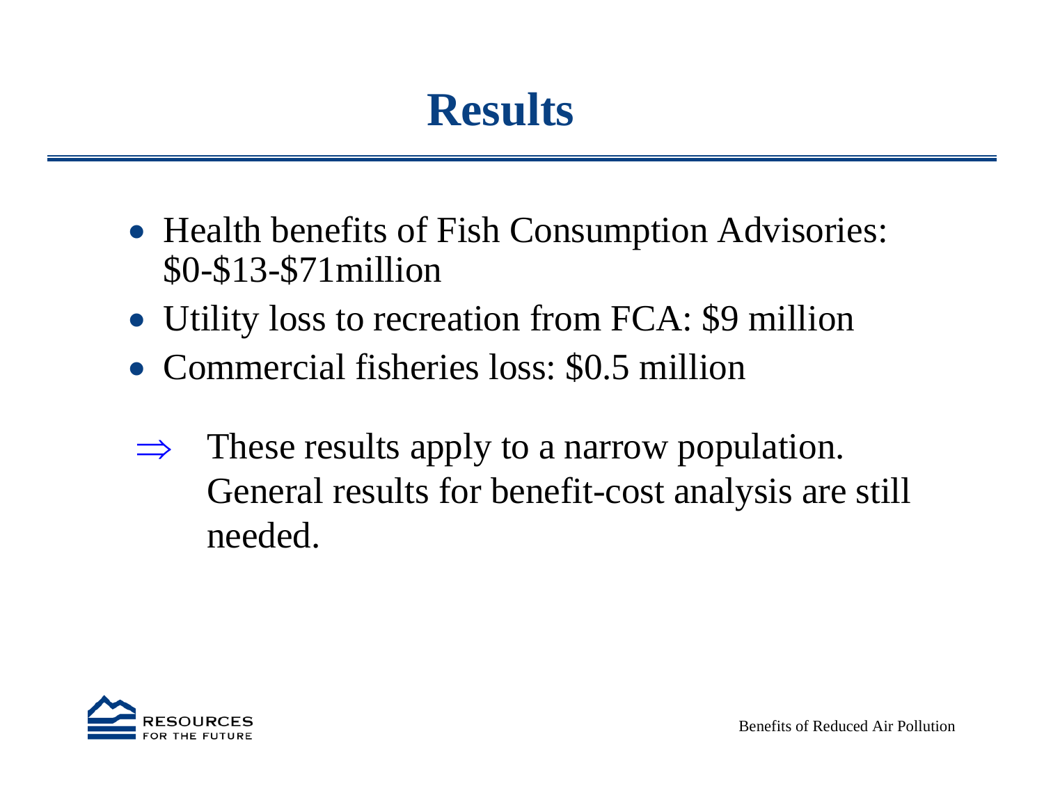# Results

- Health benefits of Fish Consumption Advisories: \$0-\$13-\$71million
- Utility loss to recreation from FCA: \$9 million
- Commercial fisheries loss: \$0.5 million

$\Rightarrow$ These results apply to a narrow population. General results for benefit-cost analysis are still needed.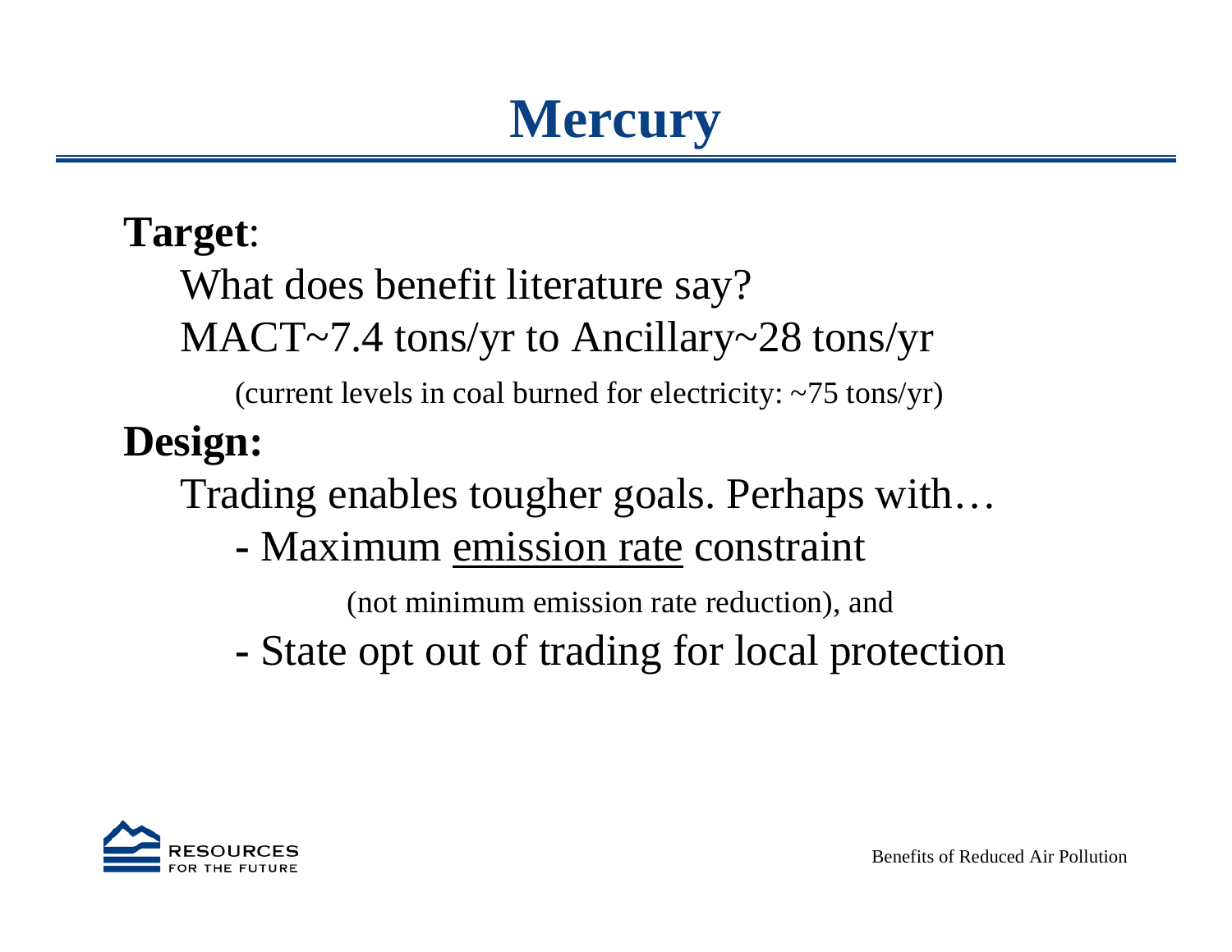# Mercury

**Target**:

What does benefit literature say?

MACT~7.4 tons/yr to Ancillary~28 tons/yr

(current levels in coal burned for electricity: ~75 tons/yr)

**Design:**

Trading enables tougher goals. Perhaps with…

- Maximum <u>emission rate</u> constraint

  (not minimum emission rate reduction), and

- State opt out of trading for local protection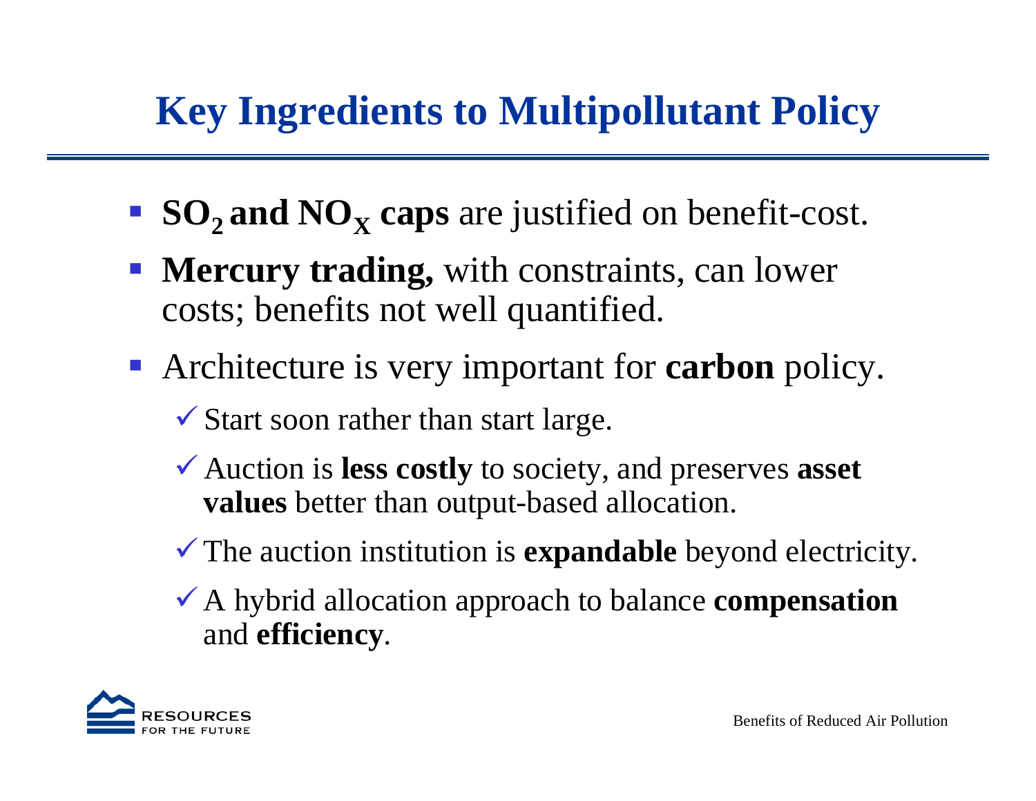# Key Ingredients to Multipollutant Policy

- **$SO_2$ and $NO_X$ caps** are justified on benefit-cost.
- **Mercury trading,** with constraints, can lower costs; benefits not well quantified.
- Architecture is very important for **carbon** policy.
  - ✓ Start soon rather than start large.
  - ✓ Auction is **less costly** to society, and preserves **asset values** better than output-based allocation.
  - ✓ The auction institution is **expandable** beyond electricity.
  - ✓ A hybrid allocation approach to balance **compensation** and **efficiency**.